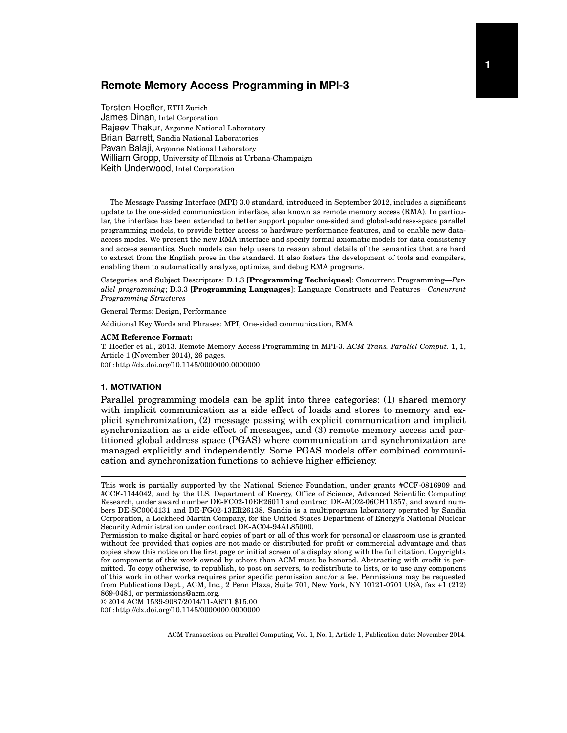# Remote Memory Access Programming in MPI-3

Torsten Hoefler, ETH Zurich
James Dinan, Intel Corporation
Rajeev Thakur, Argonne National Laboratory
Brian Barrett, Sandia National Laboratories
Pavan Balaji, Argonne National Laboratory
William Gropp, University of Illinois at Urbana-Champaign
Keith Underwood, Intel Corporation

The Message Passing Interface (MPI) 3.0 standard, introduced in September 2012, includes a significant update to the one-sided communication interface, also known as remote memory access (RMA). In particular, the interface has been extended to better support popular one-sided and global-address-space parallel programming models, to provide better access to hardware performance features, and to enable new data-access modes. We present the new RMA interface and specify formal axiomatic models for data consistency and access semantics. Such models can help users to reason about details of the semantics that are hard to extract from the English prose in the standard. It also fosters the development of tools and compilers, enabling them to automatically analyze, optimize, and debug RMA programs.

Categories and Subject Descriptors: D.1.3 [**Programming Techniques**]: Concurrent Programming—*Parallel programming*; D.3.3 [**Programming Languages**]: Language Constructs and Features—*Concurrent Programming Structures*

General Terms: Design, Performance

Additional Key Words and Phrases: MPI, One-sided communication, RMA

**ACM Reference Format:**
T. Hoefler et al., 2013. Remote Memory Access Programming in MPI-3. *ACM Trans. Parallel Comput.* 1, 1, Article 1 (November 2014), 26 pages.
DOI: http://dx.doi.org/10.1145/0000000.0000000

## 1. MOTIVATION

Parallel programming models can be split into three categories: (1) shared memory with implicit communication as a side effect of loads and stores to memory and explicit synchronization, (2) message passing with explicit communication and implicit synchronization as a side effect of messages, and (3) remote memory access and partitioned global address space (PGAS) where communication and synchronization are managed explicitly and independently. Some PGAS models offer combined communication and synchronization functions to achieve higher efficiency.

---

This work is partially supported by the National Science Foundation, under grants #CCF-0816909 and #CCF-1144042, and by the U.S. Department of Energy, Office of Science, Advanced Scientific Computing Research, under award number DE-FC02-10ER26011 and contract DE-AC02-06CH11357, and award numbers DE-SC0004131 and DE-FG02-13ER26138. Sandia is a multiprogram laboratory operated by Sandia Corporation, a Lockheed Martin Company, for the United States Department of Energy's National Nuclear Security Administration under contract DE-AC04-94AL85000.
Permission to make digital or hard copies of part or all of this work for personal or classroom use is granted without fee provided that copies are not made or distributed for profit or commercial advantage and that copies show this notice on the first page or initial screen of a display along with the full citation. Copyrights for components of this work owned by others than ACM must be honored. Abstracting with credit is permitted. To copy otherwise, to republish, to post on servers, to redistribute to lists, or to use any component of this work in other works requires prior specific permission and/or a fee. Permissions may be requested from Publications Dept., ACM, Inc., 2 Penn Plaza, Suite 701, New York, NY 10121-0701 USA, fax +1 (212) 869-0481, or permissions@acm.org.
© 2014 ACM 1539-9087/2014/11-ART1 $15.00
DOI: http://dx.doi.org/10.1145/0000000.0000000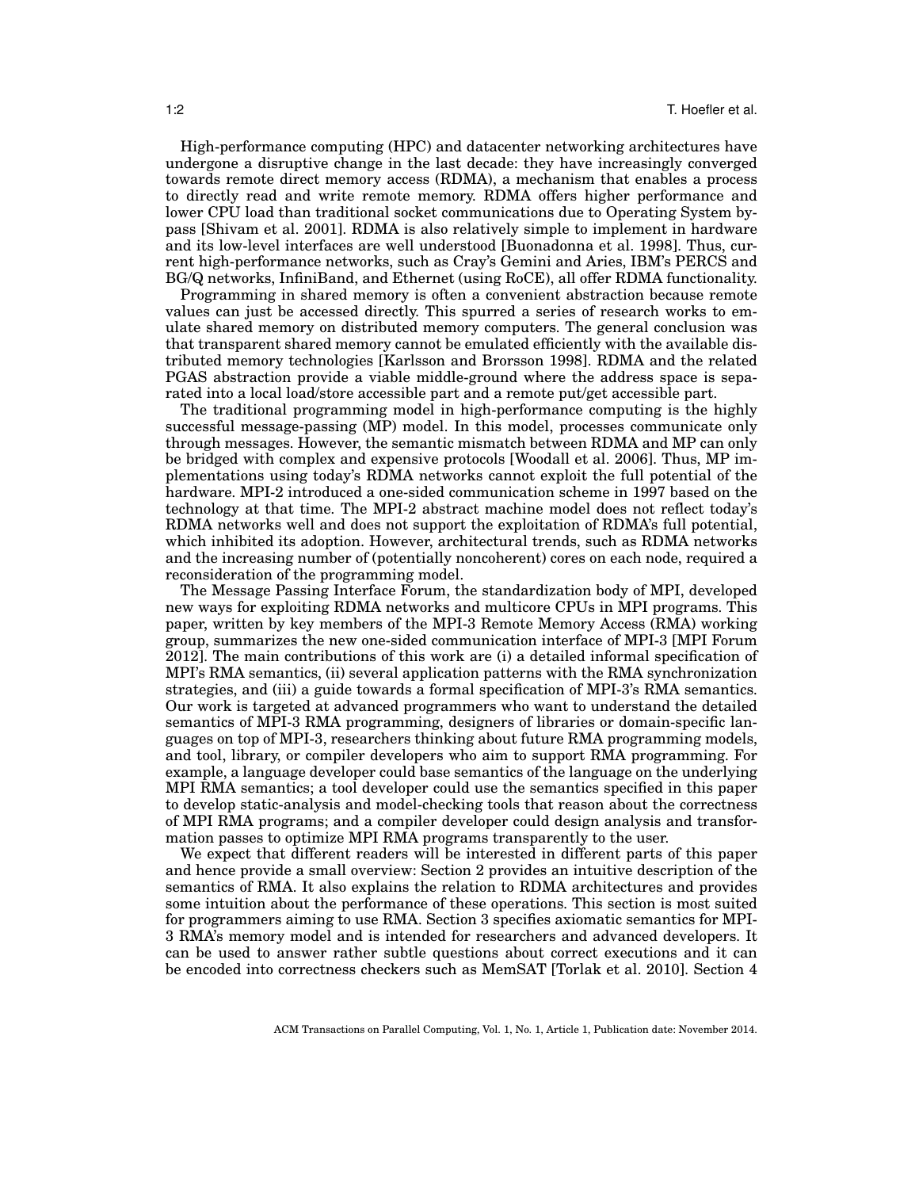High-performance computing (HPC) and datacenter networking architectures have undergone a disruptive change in the last decade: they have increasingly converged towards remote direct memory access (RDMA), a mechanism that enables a process to directly read and write remote memory. RDMA offers higher performance and lower CPU load than traditional socket communications due to Operating System bypass [Shivam et al. 2001]. RDMA is also relatively simple to implement in hardware and its low-level interfaces are well understood [Buonadonna et al. 1998]. Thus, current high-performance networks, such as Cray's Gemini and Aries, IBM's PERCS and BG/Q networks, InfiniBand, and Ethernet (using RoCE), all offer RDMA functionality.

Programming in shared memory is often a convenient abstraction because remote values can just be accessed directly. This spurred a series of research works to emulate shared memory on distributed memory computers. The general conclusion was that transparent shared memory cannot be emulated efficiently with the available distributed memory technologies [Karlsson and Brorsson 1998]. RDMA and the related PGAS abstraction provide a viable middle-ground where the address space is separated into a local load/store accessible part and a remote put/get accessible part.

The traditional programming model in high-performance computing is the highly successful message-passing (MP) model. In this model, processes communicate only through messages. However, the semantic mismatch between RDMA and MP can only be bridged with complex and expensive protocols [Woodall et al. 2006]. Thus, MP implementations using today's RDMA networks cannot exploit the full potential of the hardware. MPI-2 introduced a one-sided communication scheme in 1997 based on the technology at that time. The MPI-2 abstract machine model does not reflect today's RDMA networks well and does not support the exploitation of RDMA's full potential, which inhibited its adoption. However, architectural trends, such as RDMA networks and the increasing number of (potentially noncoherent) cores on each node, required a reconsideration of the programming model.

The Message Passing Interface Forum, the standardization body of MPI, developed new ways for exploiting RDMA networks and multicore CPUs in MPI programs. This paper, written by key members of the MPI-3 Remote Memory Access (RMA) working group, summarizes the new one-sided communication interface of MPI-3 [MPI Forum 2012]. The main contributions of this work are (i) a detailed informal specification of MPI's RMA semantics, (ii) several application patterns with the RMA synchronization strategies, and (iii) a guide towards a formal specification of MPI-3's RMA semantics. Our work is targeted at advanced programmers who want to understand the detailed semantics of MPI-3 RMA programming, designers of libraries or domain-specific languages on top of MPI-3, researchers thinking about future RMA programming models, and tool, library, or compiler developers who aim to support RMA programming. For example, a language developer could base semantics of the language on the underlying MPI RMA semantics; a tool developer could use the semantics specified in this paper to develop static-analysis and model-checking tools that reason about the correctness of MPI RMA programs; and a compiler developer could design analysis and transformation passes to optimize MPI RMA programs transparently to the user.

We expect that different readers will be interested in different parts of this paper and hence provide a small overview: Section 2 provides an intuitive description of the semantics of RMA. It also explains the relation to RDMA architectures and provides some intuition about the performance of these operations. This section is most suited for programmers aiming to use RMA. Section 3 specifies axiomatic semantics for MPI-3 RMA's memory model and is intended for researchers and advanced developers. It can be used to answer rather subtle questions about correct executions and it can be encoded into correctness checkers such as MemSAT [Torlak et al. 2010]. Section 4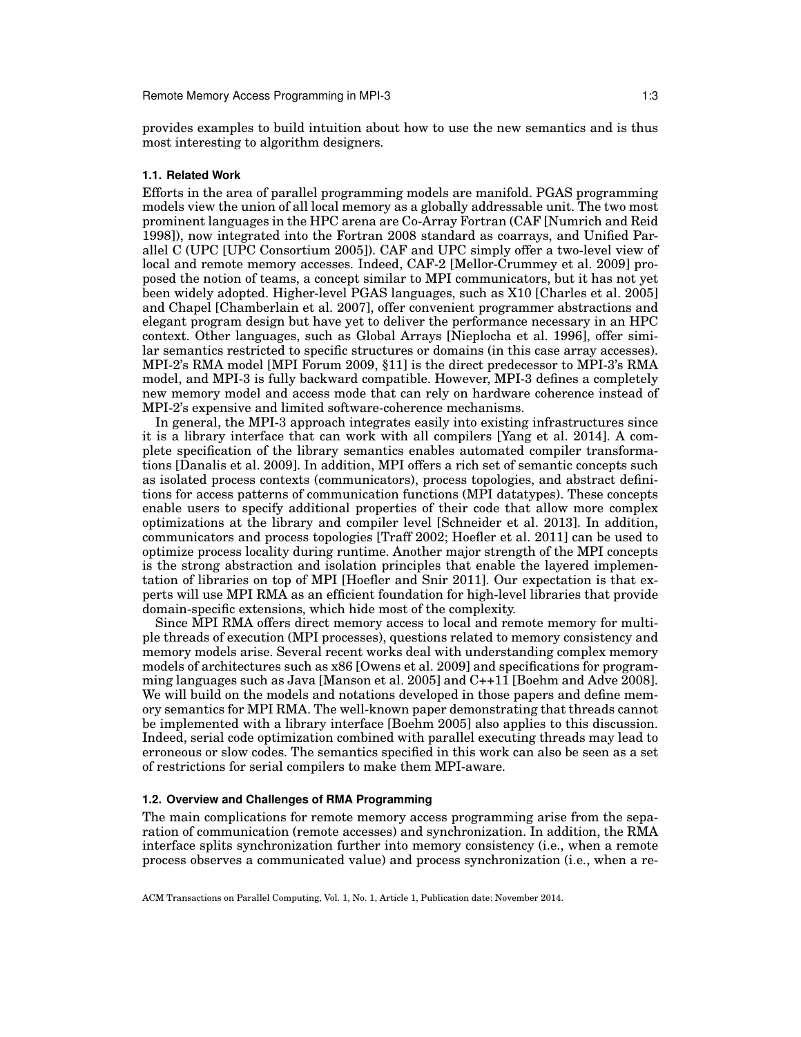provides examples to build intuition about how to use the new semantics and is thus most interesting to algorithm designers.

### 1.1. Related Work

Efforts in the area of parallel programming models are manifold. PGAS programming models view the union of all local memory as a globally addressable unit. The two most prominent languages in the HPC arena are Co-Array Fortran (CAF [Numrich and Reid 1998]), now integrated into the Fortran 2008 standard as coarrays, and Unified Parallel C (UPC [UPC Consortium 2005]). CAF and UPC simply offer a two-level view of local and remote memory accesses. Indeed, CAF-2 [Mellor-Crummey et al. 2009] proposed the notion of teams, a concept similar to MPI communicators, but it has not yet been widely adopted. Higher-level PGAS languages, such as X10 [Charles et al. 2005] and Chapel [Chamberlain et al. 2007], offer convenient programmer abstractions and elegant program design but have yet to deliver the performance necessary in an HPC context. Other languages, such as Global Arrays [Nieplocha et al. 1996], offer similar semantics restricted to specific structures or domains (in this case array accesses). MPI-2's RMA model [MPI Forum 2009, §11] is the direct predecessor to MPI-3's RMA model, and MPI-3 is fully backward compatible. However, MPI-3 defines a completely new memory model and access mode that can rely on hardware coherence instead of MPI-2's expensive and limited software-coherence mechanisms.

In general, the MPI-3 approach integrates easily into existing infrastructures since it is a library interface that can work with all compilers [Yang et al. 2014]. A complete specification of the library semantics enables automated compiler transformations [Danalis et al. 2009]. In addition, MPI offers a rich set of semantic concepts such as isolated process contexts (communicators), process topologies, and abstract definitions for access patterns of communication functions (MPI datatypes). These concepts enable users to specify additional properties of their code that allow more complex optimizations at the library and compiler level [Schneider et al. 2013]. In addition, communicators and process topologies [Traff 2002; Hoefler et al. 2011] can be used to optimize process locality during runtime. Another major strength of the MPI concepts is the strong abstraction and isolation principles that enable the layered implementation of libraries on top of MPI [Hoefler and Snir 2011]. Our expectation is that experts will use MPI RMA as an efficient foundation for high-level libraries that provide domain-specific extensions, which hide most of the complexity.

Since MPI RMA offers direct memory access to local and remote memory for multiple threads of execution (MPI processes), questions related to memory consistency and memory models arise. Several recent works deal with understanding complex memory models of architectures such as x86 [Owens et al. 2009] and specifications for programming languages such as Java [Manson et al. 2005] and C++11 [Boehm and Adve 2008]. We will build on the models and notations developed in those papers and define memory semantics for MPI RMA. The well-known paper demonstrating that threads cannot be implemented with a library interface [Boehm 2005] also applies to this discussion. Indeed, serial code optimization combined with parallel executing threads may lead to erroneous or slow codes. The semantics specified in this work can also be seen as a set of restrictions for serial compilers to make them MPI-aware.

### 1.2. Overview and Challenges of RMA Programming

The main complications for remote memory access programming arise from the separation of communication (remote accesses) and synchronization. In addition, the RMA interface splits synchronization further into memory consistency (i.e., when a remote process observes a communicated value) and process synchronization (i.e., when a re-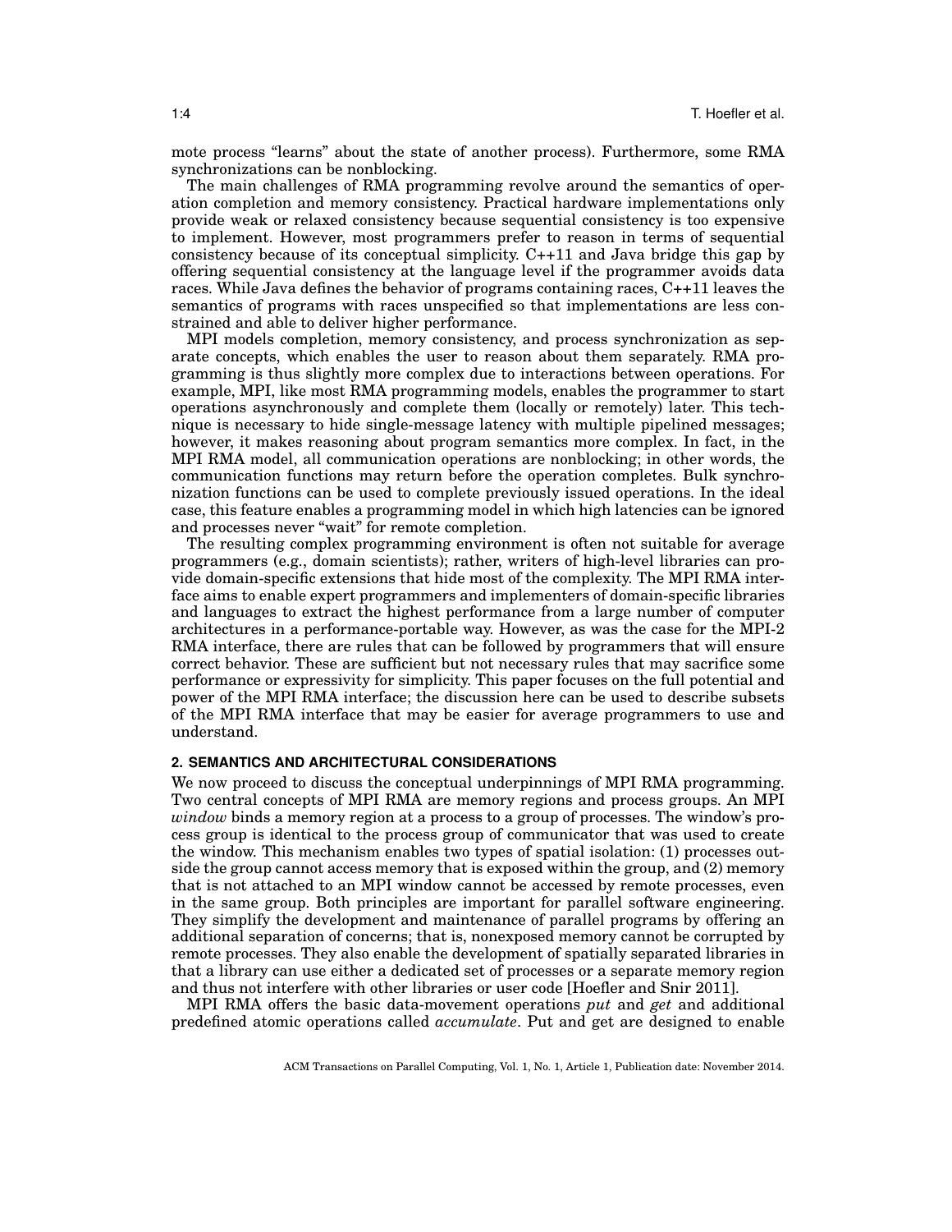mote process "learns" about the state of another process). Furthermore, some RMA synchronizations can be nonblocking.

The main challenges of RMA programming revolve around the semantics of operation completion and memory consistency. Practical hardware implementations only provide weak or relaxed consistency because sequential consistency is too expensive to implement. However, most programmers prefer to reason in terms of sequential consistency because of its conceptual simplicity. C++11 and Java bridge this gap by offering sequential consistency at the language level if the programmer avoids data races. While Java defines the behavior of programs containing races, C++11 leaves the semantics of programs with races unspecified so that implementations are less constrained and able to deliver higher performance.

MPI models completion, memory consistency, and process synchronization as separate concepts, which enables the user to reason about them separately. RMA programming is thus slightly more complex due to interactions between operations. For example, MPI, like most RMA programming models, enables the programmer to start operations asynchronously and complete them (locally or remotely) later. This technique is necessary to hide single-message latency with multiple pipelined messages; however, it makes reasoning about program semantics more complex. In fact, in the MPI RMA model, all communication operations are nonblocking; in other words, the communication functions may return before the operation completes. Bulk synchronization functions can be used to complete previously issued operations. In the ideal case, this feature enables a programming model in which high latencies can be ignored and processes never "wait" for remote completion.

The resulting complex programming environment is often not suitable for average programmers (e.g., domain scientists); rather, writers of high-level libraries can provide domain-specific extensions that hide most of the complexity. The MPI RMA interface aims to enable expert programmers and implementers of domain-specific libraries and languages to extract the highest performance from a large number of computer architectures in a performance-portable way. However, as was the case for the MPI-2 RMA interface, there are rules that can be followed by programmers that will ensure correct behavior. These are sufficient but not necessary rules that may sacrifice some performance or expressivity for simplicity. This paper focuses on the full potential and power of the MPI RMA interface; the discussion here can be used to describe subsets of the MPI RMA interface that may be easier for average programmers to use and understand.

## 2. SEMANTICS AND ARCHITECTURAL CONSIDERATIONS

We now proceed to discuss the conceptual underpinnings of MPI RMA programming. Two central concepts of MPI RMA are memory regions and process groups. An MPI *window* binds a memory region at a process to a group of processes. The window's process group is identical to the process group of communicator that was used to create the window. This mechanism enables two types of spatial isolation: (1) processes outside the group cannot access memory that is exposed within the group, and (2) memory that is not attached to an MPI window cannot be accessed by remote processes, even in the same group. Both principles are important for parallel software engineering. They simplify the development and maintenance of parallel programs by offering an additional separation of concerns; that is, nonexposed memory cannot be corrupted by remote processes. They also enable the development of spatially separated libraries in that a library can use either a dedicated set of processes or a separate memory region and thus not interfere with other libraries or user code [Hoefler and Snir 2011].

MPI RMA offers the basic data-movement operations *put* and *get* and additional predefined atomic operations called *accumulate*. Put and get are designed to enable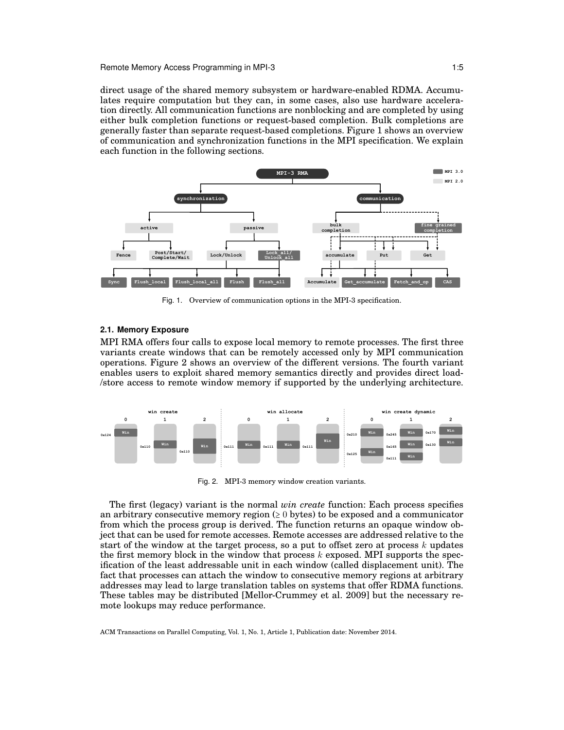direct usage of the shared memory subsystem or hardware-enabled RDMA. Accumulates require computation but they can, in some cases, also use hardware acceleration directly. All communication functions are nonblocking and are completed by using either bulk completion functions or request-based completion. Bulk completions are generally faster than separate request-based completions. Figure 1 shows an overview of communication and synchronization functions in the MPI specification. We explain each function in the following sections.

Fig. 1. Overview of communication options in the MPI-3 specification.

### 2.1. Memory Exposure

MPI RMA offers four calls to expose local memory to remote processes. The first three variants create windows that can be remotely accessed only by MPI communication operations. Figure 2 shows an overview of the different versions. The fourth variant enables users to exploit shared memory semantics directly and provides direct load-/store access to remote window memory if supported by the underlying architecture.

Fig. 2. MPI-3 memory window creation variants.

The first (legacy) variant is the normal *win create* function: Each process specifies an arbitrary consecutive memory region ($\geq 0$ bytes) to be exposed and a communicator from which the process group is derived. The function returns an opaque window object that can be used for remote accesses. Remote accesses are addressed relative to the start of the window at the target process, so a put to offset zero at process $k$ updates the first memory block in the window that process $k$ exposed. MPI supports the specification of the least addressable unit in each window (called displacement unit). The fact that processes can attach the window to consecutive memory regions at arbitrary addresses may lead to large translation tables on systems that offer RDMA functions. These tables may be distributed [Mellor-Crummey et al. 2009] but the necessary remote lookups may reduce performance.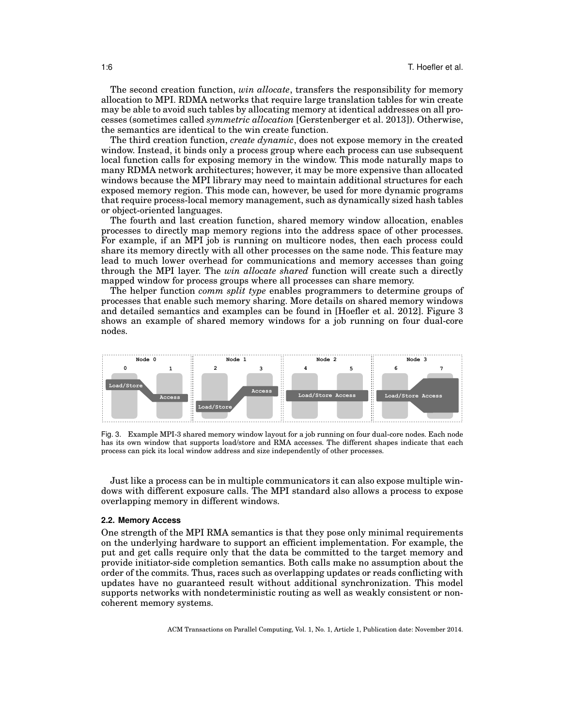The second creation function, *win allocate*, transfers the responsibility for memory allocation to MPI. RDMA networks that require large translation tables for win create may be able to avoid such tables by allocating memory at identical addresses on all processes (sometimes called *symmetric allocation* [Gerstenberger et al. 2013]). Otherwise, the semantics are identical to the win create function.

The third creation function, *create dynamic*, does not expose memory in the created window. Instead, it binds only a process group where each process can use subsequent local function calls for exposing memory in the window. This mode naturally maps to many RDMA network architectures; however, it may be more expensive than allocated windows because the MPI library may need to maintain additional structures for each exposed memory region. This mode can, however, be used for more dynamic programs that require process-local memory management, such as dynamically sized hash tables or object-oriented languages.

The fourth and last creation function, shared memory window allocation, enables processes to directly map memory regions into the address space of other processes. For example, if an MPI job is running on multicore nodes, then each process could share its memory directly with all other processes on the same node. This feature may lead to much lower overhead for communications and memory accesses than going through the MPI layer. The *win allocate shared* function will create such a directly mapped window for process groups where all processes can share memory.

The helper function *comm split type* enables programmers to determine groups of processes that enable such memory sharing. More details on shared memory windows and detailed semantics and examples can be found in [Hoefler et al. 2012]. Figure 3 shows an example of shared memory windows for a job running on four dual-core nodes.

Fig. 3. Example MPI-3 shared memory window layout for a job running on four dual-core nodes. Each node has its own window that supports load/store and RMA accesses. The different shapes indicate that each process can pick its local window address and size independently of other processes.

Just like a process can be in multiple communicators it can also expose multiple windows with different exposure calls. The MPI standard also allows a process to expose overlapping memory in different windows.

### 2.2. Memory Access

One strength of the MPI RMA semantics is that they pose only minimal requirements on the underlying hardware to support an efficient implementation. For example, the put and get calls require only that the data be committed to the target memory and provide initiator-side completion semantics. Both calls make no assumption about the order of the commits. Thus, races such as overlapping updates or reads conflicting with updates have no guaranteed result without additional synchronization. This model supports networks with nondeterministic routing as well as weakly consistent or noncoherent memory systems.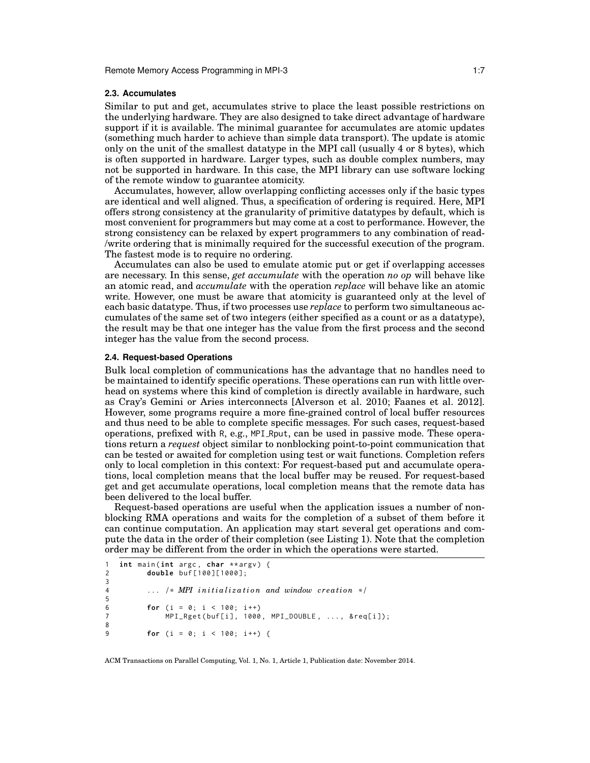### 2.3. Accumulates

Similar to put and get, accumulates strive to place the least possible restrictions on the underlying hardware. They are also designed to take direct advantage of hardware support if it is available. The minimal guarantee for accumulates are atomic updates (something much harder to achieve than simple data transport). The update is atomic only on the unit of the smallest datatype in the MPI call (usually 4 or 8 bytes), which is often supported in hardware. Larger types, such as double complex numbers, may not be supported in hardware. In this case, the MPI library can use software locking of the remote window to guarantee atomicity.

Accumulates, however, allow overlapping conflicting accesses only if the basic types are identical and well aligned. Thus, a specification of ordering is required. Here, MPI offers strong consistency at the granularity of primitive datatypes by default, which is most convenient for programmers but may come at a cost to performance. However, the strong consistency can be relaxed by expert programmers to any combination of read-/write ordering that is minimally required for the successful execution of the program. The fastest mode is to require no ordering.

Accumulates can also be used to emulate atomic put or get if overlapping accesses are necessary. In this sense, *get accumulate* with the operation *no op* will behave like an atomic read, and *accumulate* with the operation *replace* will behave like an atomic write. However, one must be aware that atomicity is guaranteed only at the level of each basic datatype. Thus, if two processes use *replace* to perform two simultaneous accumulates of the same set of two integers (either specified as a count or as a datatype), the result may be that one integer has the value from the first process and the second integer has the value from the second process.

### 2.4. Request-based Operations

Bulk local completion of communications has the advantage that no handles need to be maintained to identify specific operations. These operations can run with little overhead on systems where this kind of completion is directly available in hardware, such as Cray's Gemini or Aries interconnects [Alverson et al. 2010; Faanes et al. 2012]. However, some programs require a more fine-grained control of local buffer resources and thus need to be able to complete specific messages. For such cases, request-based operations, prefixed with R, e.g., MPI_Rput, can be used in passive mode. These operations return a *request* object similar to nonblocking point-to-point communication that can be tested or awaited for completion using test or wait functions. Completion refers only to local completion in this context: For request-based put and accumulate operations, local completion means that the local buffer may be reused. For request-based get and get accumulate operations, local completion means that the remote data has been delivered to the local buffer.

Request-based operations are useful when the application issues a number of nonblocking RMA operations and waits for the completion of a subset of them before it can continue computation. An application may start several get operations and compute the data in the order of their completion (see Listing 1). Note that the completion order may be different from the order in which the operations were started.

```
1  int main(int argc, char **argv) {
2        double buf[100][1000];
3
4        ... /* MPI initialization and window creation */
5
6        for (i = 0; i < 100; i++)
7            MPI_Rget(buf[i], 1000, MPI_DOUBLE, ..., &req[i]);
8
9        for (i = 0; i < 100; i++) {
```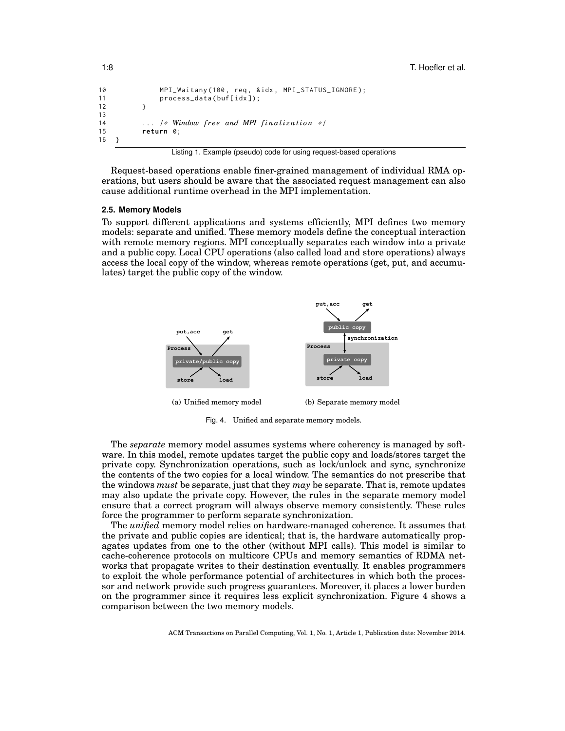```
10            MPI_Waitany(100, req, &idx, MPI_STATUS_IGNORE);
11            process_data(buf[idx]);
12        }
13
14        ... /* Window free and MPI finalization */
15        return 0;
16    }
```

Listing 1. Example (pseudo) code for using request-based operations

Request-based operations enable finer-grained management of individual RMA operations, but users should be aware that the associated request management can also cause additional runtime overhead in the MPI implementation.

### 2.5. Memory Models

To support different applications and systems efficiently, MPI defines two memory models: separate and unified. These memory models define the conceptual interaction with remote memory regions. MPI conceptually separates each window into a private and a public copy. Local CPU operations (also called load and store operations) always access the local copy of the window, whereas remote operations (get, put, and accumulates) target the public copy of the window.

(a) Unified memory model

(b) Separate memory model

Fig. 4. Unified and separate memory models.

The *separate* memory model assumes systems where coherency is managed by software. In this model, remote updates target the public copy and loads/stores target the private copy. Synchronization operations, such as lock/unlock and sync, synchronize the contents of the two copies for a local window. The semantics do not prescribe that the windows *must* be separate, just that they *may* be separate. That is, remote updates may also update the private copy. However, the rules in the separate memory model ensure that a correct program will always observe memory consistently. These rules force the programmer to perform separate synchronization.

The *unified* memory model relies on hardware-managed coherence. It assumes that the private and public copies are identical; that is, the hardware automatically propagates updates from one to the other (without MPI calls). This model is similar to cache-coherence protocols on multicore CPUs and memory semantics of RDMA networks that propagate writes to their destination eventually. It enables programmers to exploit the whole performance potential of architectures in which both the processor and network provide such progress guarantees. Moreover, it places a lower burden on the programmer since it requires less explicit synchronization. Figure 4 shows a comparison between the two memory models.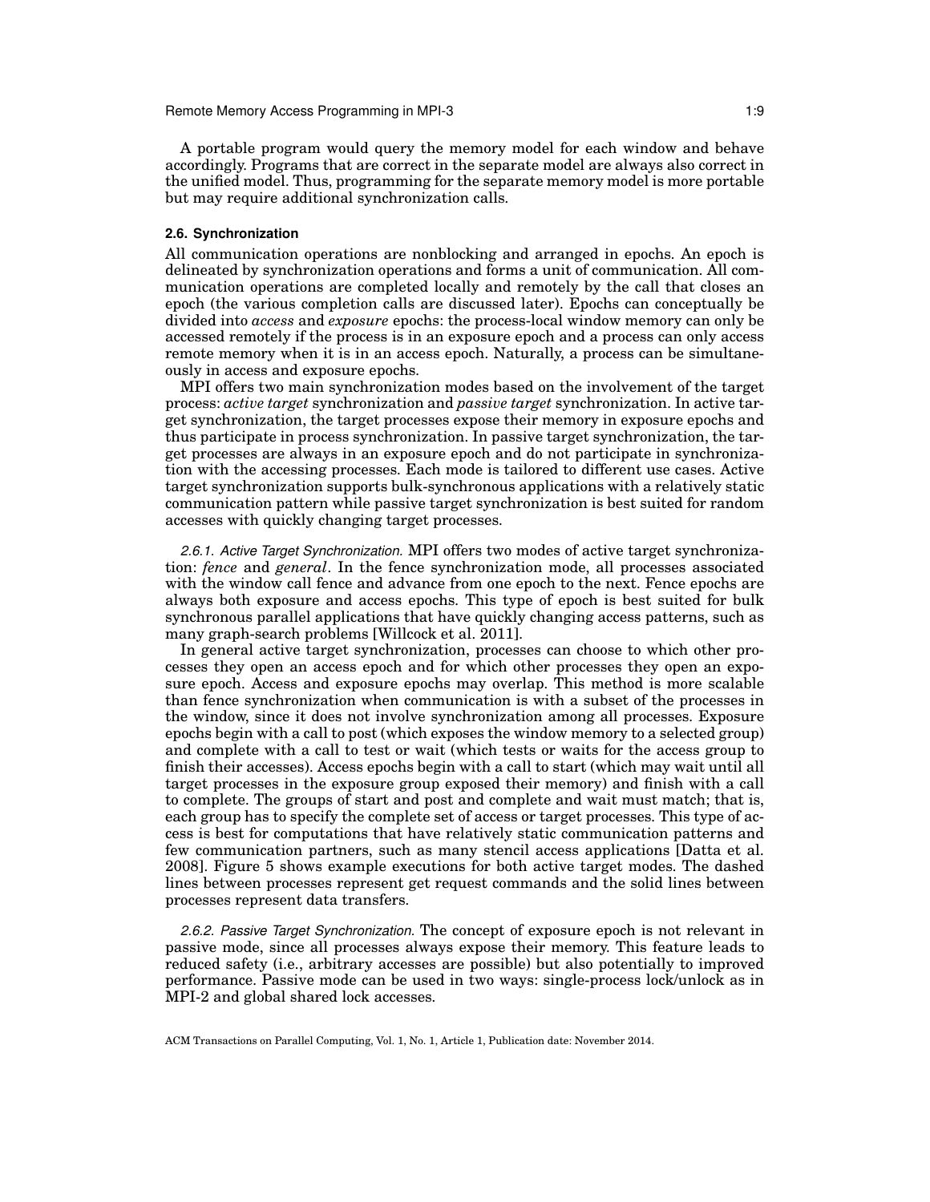A portable program would query the memory model for each window and behave accordingly. Programs that are correct in the separate model are always also correct in the unified model. Thus, programming for the separate memory model is more portable but may require additional synchronization calls.

### 2.6. Synchronization

All communication operations are nonblocking and arranged in epochs. An epoch is delineated by synchronization operations and forms a unit of communication. All communication operations are completed locally and remotely by the call that closes an epoch (the various completion calls are discussed later). Epochs can conceptually be divided into *access* and *exposure* epochs: the process-local window memory can only be accessed remotely if the process is in an exposure epoch and a process can only access remote memory when it is in an access epoch. Naturally, a process can be simultaneously in access and exposure epochs.

MPI offers two main synchronization modes based on the involvement of the target process: *active target* synchronization and *passive target* synchronization. In active target synchronization, the target processes expose their memory in exposure epochs and thus participate in process synchronization. In passive target synchronization, the target processes are always in an exposure epoch and do not participate in synchronization with the accessing processes. Each mode is tailored to different use cases. Active target synchronization supports bulk-synchronous applications with a relatively static communication pattern while passive target synchronization is best suited for random accesses with quickly changing target processes.

*2.6.1. Active Target Synchronization.* MPI offers two modes of active target synchronization: *fence* and *general*. In the fence synchronization mode, all processes associated with the window call fence and advance from one epoch to the next. Fence epochs are always both exposure and access epochs. This type of epoch is best suited for bulk synchronous parallel applications that have quickly changing access patterns, such as many graph-search problems [Willcock et al. 2011].

In general active target synchronization, processes can choose to which other processes they open an access epoch and for which other processes they open an exposure epoch. Access and exposure epochs may overlap. This method is more scalable than fence synchronization when communication is with a subset of the processes in the window, since it does not involve synchronization among all processes. Exposure epochs begin with a call to post (which exposes the window memory to a selected group) and complete with a call to test or wait (which tests or waits for the access group to finish their accesses). Access epochs begin with a call to start (which may wait until all target processes in the exposure group exposed their memory) and finish with a call to complete. The groups of start and post and complete and wait must match; that is, each group has to specify the complete set of access or target processes. This type of access is best for computations that have relatively static communication patterns and few communication partners, such as many stencil access applications [Datta et al. 2008]. Figure 5 shows example executions for both active target modes. The dashed lines between processes represent get request commands and the solid lines between processes represent data transfers.

*2.6.2. Passive Target Synchronization.* The concept of exposure epoch is not relevant in passive mode, since all processes always expose their memory. This feature leads to reduced safety (i.e., arbitrary accesses are possible) but also potentially to improved performance. Passive mode can be used in two ways: single-process lock/unlock as in MPI-2 and global shared lock accesses.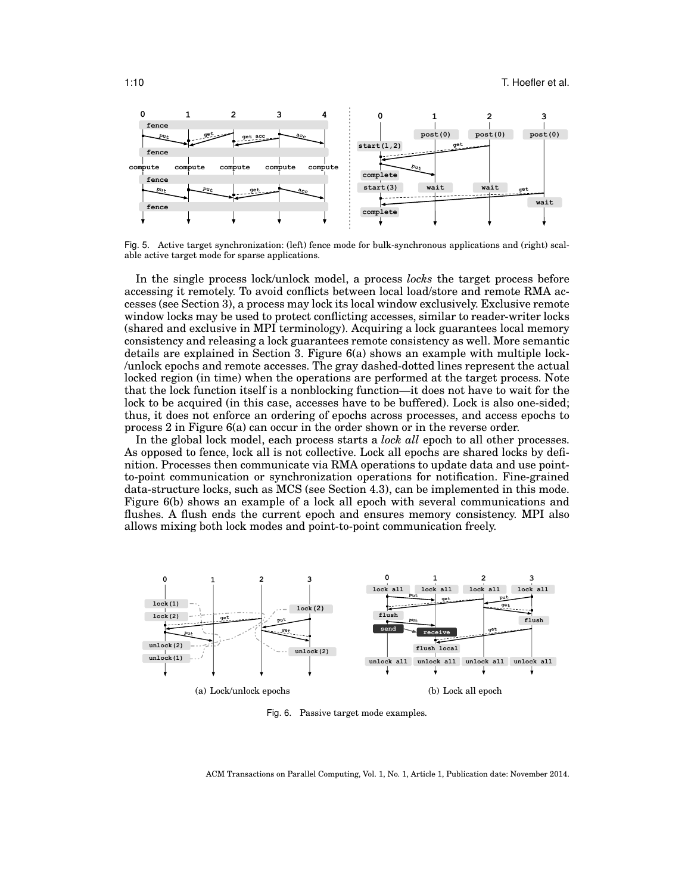Fig. 5. Active target synchronization: (left) fence mode for bulk-synchronous applications and (right) scalable active target mode for sparse applications.

In the single process lock/unlock model, a process *locks* the target process before accessing it remotely. To avoid conflicts between local load/store and remote RMA accesses (see Section 3), a process may lock its local window exclusively. Exclusive remote window locks may be used to protect conflicting accesses, similar to reader-writer locks (shared and exclusive in MPI terminology). Acquiring a lock guarantees local memory consistency and releasing a lock guarantees remote consistency as well. More semantic details are explained in Section 3. Figure 6(a) shows an example with multiple lock-/unlock epochs and remote accesses. The gray dashed-dotted lines represent the actual locked region (in time) when the operations are performed at the target process. Note that the lock function itself is a nonblocking function—it does not have to wait for the lock to be acquired (in this case, accesses have to be buffered). Lock is also one-sided; thus, it does not enforce an ordering of epochs across processes, and access epochs to process 2 in Figure 6(a) can occur in the order shown or in the reverse order.

In the global lock model, each process starts a *lock all* epoch to all other processes. As opposed to fence, lock all is not collective. Lock all epochs are shared locks by definition. Processes then communicate via RMA operations to update data and use point-to-point communication or synchronization operations for notification. Fine-grained data-structure locks, such as MCS (see Section 4.3), can be implemented in this mode. Figure 6(b) shows an example of a lock all epoch with several communications and flushes. A flush ends the current epoch and ensures memory consistency. MPI also allows mixing both lock modes and point-to-point communication freely.

(a) Lock/unlock epochs

(b) Lock all epoch

Fig. 6. Passive target mode examples.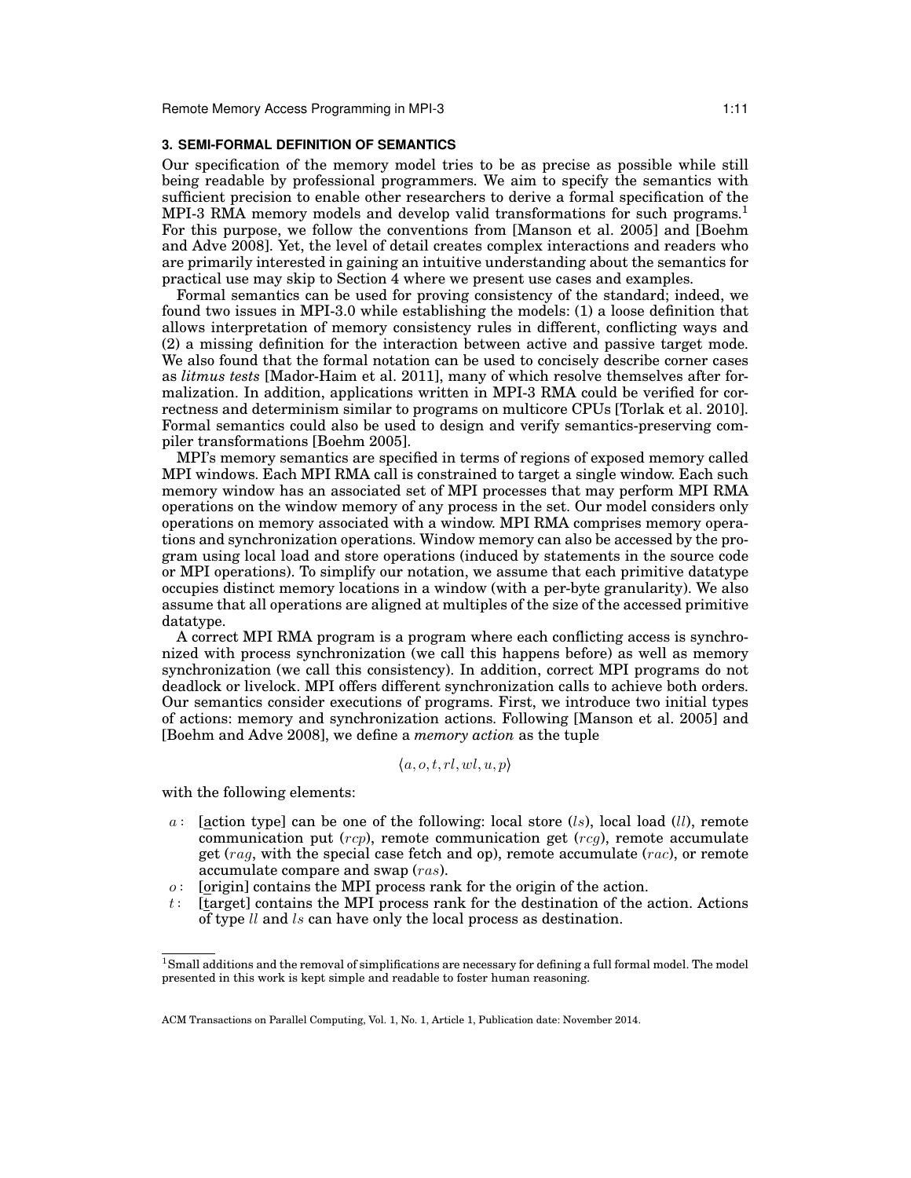## 3. SEMI-FORMAL DEFINITION OF SEMANTICS

Our specification of the memory model tries to be as precise as possible while still being readable by professional programmers. We aim to specify the semantics with sufficient precision to enable other researchers to derive a formal specification of the MPI-3 RMA memory models and develop valid transformations for such programs.[1] For this purpose, we follow the conventions from [Manson et al. 2005] and [Boehm and Adve 2008]. Yet, the level of detail creates complex interactions and readers who are primarily interested in gaining an intuitive understanding about the semantics for practical use may skip to Section 4 where we present use cases and examples.

Formal semantics can be used for proving consistency of the standard; indeed, we found two issues in MPI-3.0 while establishing the models: (1) a loose definition that allows interpretation of memory consistency rules in different, conflicting ways and (2) a missing definition for the interaction between active and passive target mode. We also found that the formal notation can be used to concisely describe corner cases as *litmus tests* [Mador-Haim et al. 2011], many of which resolve themselves after formalization. In addition, applications written in MPI-3 RMA could be verified for correctness and determinism similar to programs on multicore CPUs [Torlak et al. 2010]. Formal semantics could also be used to design and verify semantics-preserving compiler transformations [Boehm 2005].

MPI's memory semantics are specified in terms of regions of exposed memory called MPI windows. Each MPI RMA call is constrained to target a single window. Each such memory window has an associated set of MPI processes that may perform MPI RMA operations on the window memory of any process in the set. Our model considers only operations on memory associated with a window. MPI RMA comprises memory operations and synchronization operations. Window memory can also be accessed by the program using local load and store operations (induced by statements in the source code or MPI operations). To simplify our notation, we assume that each primitive datatype occupies distinct memory locations in a window (with a per-byte granularity). We also assume that all operations are aligned at multiples of the size of the accessed primitive datatype.

A correct MPI RMA program is a program where each conflicting access is synchronized with process synchronization (we call this happens before) as well as memory synchronization (we call this consistency). In addition, correct MPI programs do not deadlock or livelock. MPI offers different synchronization calls to achieve both orders. Our semantics consider executions of programs. First, we introduce two initial types of actions: memory and synchronization actions. Following [Manson et al. 2005] and [Boehm and Adve 2008], we define a *memory action* as the tuple

$$\langle a, o, t, rl, wl, u, p \rangle$$

with the following elements:

- $a$ : [<u>a</u>ction type] can be one of the following: local store ($ls$), local load ($ll$), remote communication put ($rcp$), remote communication get ($rcg$), remote accumulate get ($rag$, with the special case fetch and op), remote accumulate ($rac$), or remote accumulate compare and swap ($ras$).
- $o$ : [<u>o</u>rigin] contains the MPI process rank for the origin of the action.
- $t$ : [<u>t</u>arget] contains the MPI process rank for the destination of the action. Actions of type $ll$ and $ls$ can have only the local process as destination.

[1] Small additions and the removal of simplifications are necessary for defining a full formal model. The model presented in this work is kept simple and readable to foster human reasoning.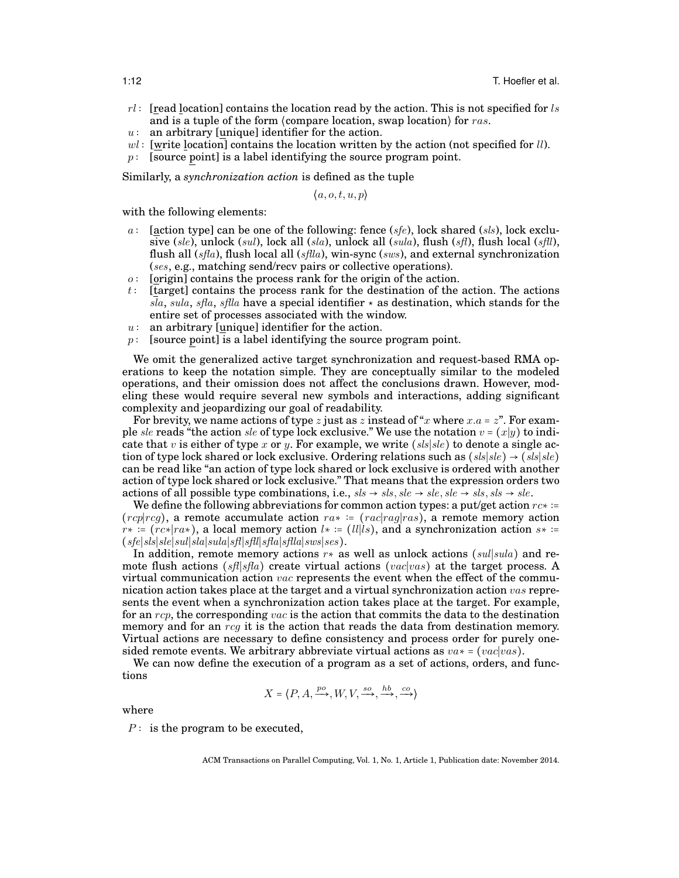- $rl$: [read location] contains the location read by the action. This is not specified for $ls$ and is a tuple of the form ⟨compare location, swap location⟩ for $ras$.
- $u$: an arbitrary [unique] identifier for the action.
- $wl$: [write location] contains the location written by the action (not specified for $ll$).
- $p$: [source point] is a label identifying the source program point.

Similarly, a *synchronization action* is defined as the tuple

$$\langle a, o, t, u, p \rangle$$

with the following elements:

- $a$: [action type] can be one of the following: fence ($sfe$), lock shared ($sls$), lock exclusive ($sle$), unlock ($sul$), lock all ($sla$), unlock all ($sula$), flush ($sfl$), flush local ($sfll$), flush all ($sfla$), flush local all ($sflla$), win-sync ($sws$), and external synchronization ($ses$, e.g., matching send/recv pairs or collective operations).
- $o$: [origin] contains the process rank for the origin of the action.
- $t$: [target] contains the process rank for the destination of the action. The actions $sla$, $sula$, $sfla$, $sflla$ have a special identifier $\star$ as destination, which stands for the entire set of processes associated with the window.
- $u$: an arbitrary [unique] identifier for the action.
- $p$: [source point] is a label identifying the source program point.

We omit the generalized active target synchronization and request-based RMA operations to keep the notation simple. They are conceptually similar to the modeled operations, and their omission does not affect the conclusions drawn. However, modeling these would require several new symbols and interactions, adding significant complexity and jeopardizing our goal of readability.

For brevity, we name actions of type $z$ just as $z$ instead of "$x$ where $x.a = z$". For example $sle$ reads "the action $sle$ of type lock exclusive." We use the notation $v = (x|y)$ to indicate that $v$ is either of type $x$ or $y$. For example, we write $(sls|sle)$ to denote a single action of type lock shared or lock exclusive. Ordering relations such as $(sls|sle) \rightarrow (sls|sle)$ can be read like "an action of type lock shared or lock exclusive is ordered with another action of type lock shared or lock exclusive." That means that the expression orders two actions of all possible type combinations, i.e., $sls \rightarrow sls$, $sle \rightarrow sle$, $sle \rightarrow sls$, $sls \rightarrow sle$.

We define the following abbreviations for common action types: a put/get action $rc* := (rcp|rcg)$, a remote accumulate action $ra* := (rac|rag|ras)$, a remote memory action $r* := (rc*|ra*)$, a local memory action $l* := (ll|ls)$, and a synchronization action $s* := (sfe|sls|sle|sul|sla|sula|sfl|sfll|sfla|sflla|sws|ses)$.

In addition, remote memory actions $r*$ as well as unlock actions $(sul|sula)$ and remote flush actions $(sfl|sfla)$ create virtual actions $(vac|vas)$ at the target process. A virtual communication action $vac$ represents the event when the effect of the communication action takes place at the target and a virtual synchronization action $vas$ represents the event when a synchronization action takes place at the target. For example, for an $rcp$, the corresponding $vac$ is the action that commits the data to the destination memory and for an $rcg$ it is the action that reads the data from destination memory. Virtual actions are necessary to define consistency and process order for purely one-sided remote events. We arbitrary abbreviate virtual actions as $va* = (vac|vas)$.

We can now define the execution of a program as a set of actions, orders, and functions

$$X = \langle P, A, \xrightarrow{po}, W, V, \xrightarrow{so}, \xrightarrow{hb}, \xrightarrow{co} \rangle$$

where

- $P$: is the program to be executed,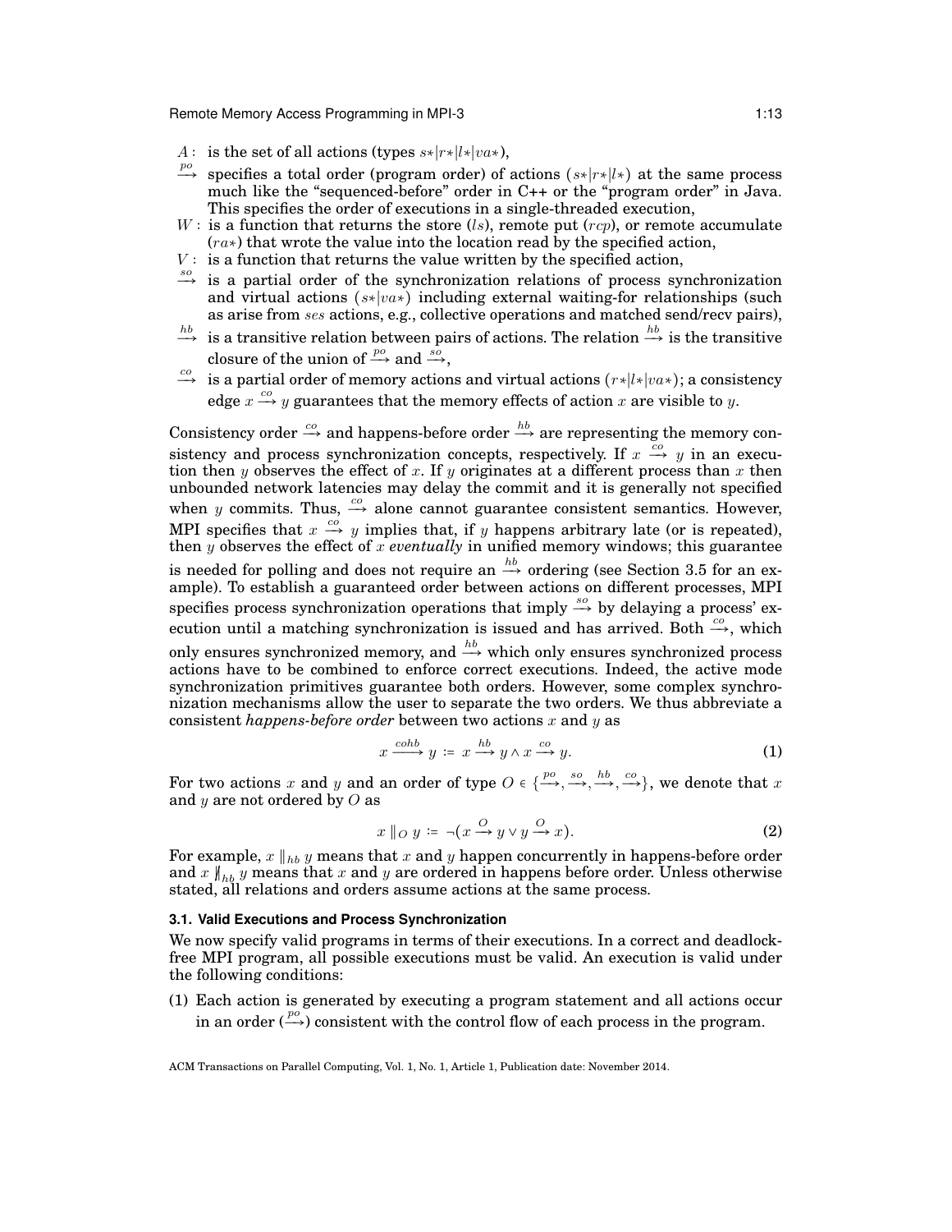$A$ : is the set of all actions (types $s*|r*|l*|va*$),

$\xrightarrow{po}$ specifies a total order (program order) of actions ($s*|r*|l*$) at the same process much like the "sequenced-before" order in C++ or the "program order" in Java. This specifies the order of executions in a single-threaded execution,

$W$ : is a function that returns the store ($ls$), remote put ($rcp$), or remote accumulate ($ra*$) that wrote the value into the location read by the specified action,

$V$ : is a function that returns the value written by the specified action,

$\xrightarrow{so}$ is a partial order of the synchronization relations of process synchronization and virtual actions ($s*|va*$) including external waiting-for relationships (such as arise from $ses$ actions, e.g., collective operations and matched send/recv pairs),

$\xrightarrow{hb}$ is a transitive relation between pairs of actions. The relation $\xrightarrow{hb}$ is the transitive closure of the union of $\xrightarrow{po}$ and $\xrightarrow{so}$,

$\xrightarrow{co}$ is a partial order of memory actions and virtual actions ($r*|l*|va*$); a consistency edge $x \xrightarrow{co} y$ guarantees that the memory effects of action $x$ are visible to $y$.

Consistency order $\xrightarrow{co}$ and happens-before order $\xrightarrow{hb}$ are representing the memory consistency and process synchronization concepts, respectively. If $x \xrightarrow{co} y$ in an execution then $y$ observes the effect of $x$. If $y$ originates at a different process than $x$ then unbounded network latencies may delay the commit and it is generally not specified when $y$ commits. Thus, $\xrightarrow{co}$ alone cannot guarantee consistent semantics. However, MPI specifies that $x \xrightarrow{co} y$ implies that, if $y$ happens arbitrary late (or is repeated), then $y$ observes the effect of $x$ *eventually* in unified memory windows; this guarantee is needed for polling and does not require an $\xrightarrow{hb}$ ordering (see Section 3.5 for an example). To establish a guaranteed order between actions on different processes, MPI specifies process synchronization operations that imply $\xrightarrow{so}$ by delaying a process' execution until a matching synchronization is issued and has arrived. Both $\xrightarrow{co}$, which only ensures synchronized memory, and $\xrightarrow{hb}$ which only ensures synchronized process actions have to be combined to enforce correct executions. Indeed, the active mode synchronization primitives guarantee both orders. However, some complex synchronization mechanisms allow the user to separate the two orders. We thus abbreviate a consistent *happens-before order* between two actions $x$ and $y$ as

$$x \xrightarrow{cohb} y := x \xrightarrow{hb} y \wedge x \xrightarrow{co} y. \quad (1)$$

For two actions $x$ and $y$ and an order of type $O \in \{\xrightarrow{po}, \xrightarrow{so}, \xrightarrow{hb}, \xrightarrow{co}\}$, we denote that $x$ and $y$ are not ordered by $O$ as

$$x \parallel_O y := \neg(x \xrightarrow{O} y \vee y \xrightarrow{O} x). \quad (2)$$

For example, $x \parallel_{hb} y$ means that $x$ and $y$ happen concurrently in happens-before order and $x \nparallel_{hb} y$ means that $x$ and $y$ are ordered in happens before order. Unless otherwise stated, all relations and orders assume actions at the same process.

### 3.1. Valid Executions and Process Synchronization

We now specify valid programs in terms of their executions. In a correct and deadlock-free MPI program, all possible executions must be valid. An execution is valid under the following conditions:

(1) Each action is generated by executing a program statement and all actions occur in an order ($\xrightarrow{po}$) consistent with the control flow of each process in the program.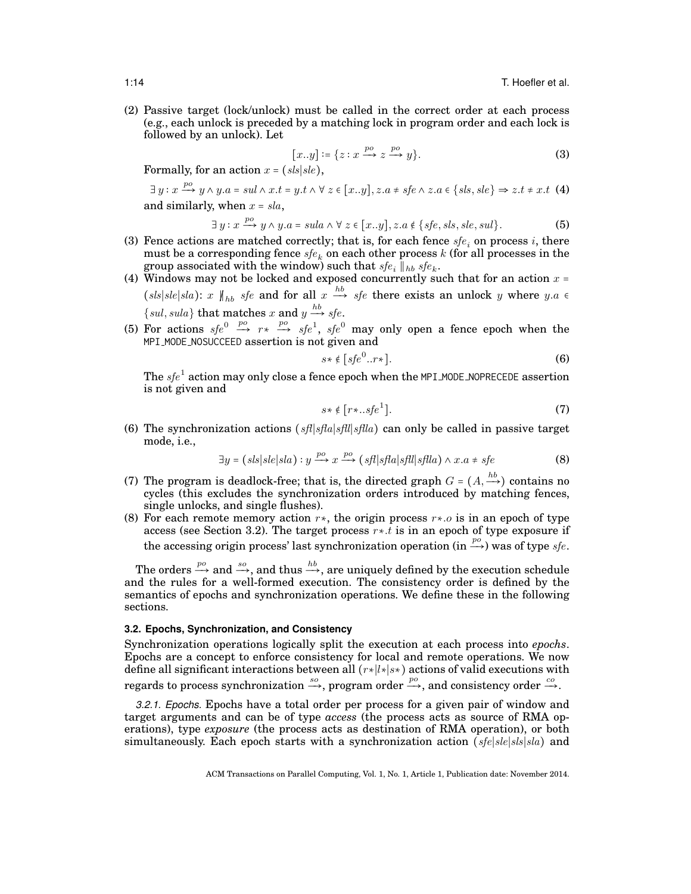(2) Passive target (lock/unlock) must be called in the correct order at each process (e.g., each unlock is preceded by a matching lock in program order and each lock is followed by an unlock). Let

$$[x..y] := \{z : x \xrightarrow{po} z \xrightarrow{po} y\}. \tag{3}$$

Formally, for an action $x = (sls|sle)$,

$$\exists\, y : x \xrightarrow{po} y \wedge y.a = sul \wedge x.t = y.t \wedge \forall\, z \in [x..y], z.a \neq sfe \wedge z.a \in \{sls, sle\} \Rightarrow z.t \neq x.t \tag{4}$$

and similarly, when $x = sla$,

$$\exists\, y : x \xrightarrow{po} y \wedge y.a = sula \wedge \forall\, z \in [x..y], z.a \notin \{sfe, sls, sle, sul\}. \tag{5}$$

(3) Fence actions are matched correctly; that is, for each fence $sfe_i$ on process $i$, there must be a corresponding fence $sfe_k$ on each other process $k$ (for all processes in the group associated with the window) such that $sfe_i \parallel_{hb} sfe_k$.

(4) Windows may not be locked and exposed concurrently such that for an action $x = (sls|sle|sla)$: $x \not\parallel_{hb} sfe$ and for all $x \xrightarrow{hb} sfe$ there exists an unlock $y$ where $y.a \in \{sul, sula\}$ that matches $x$ and $y \xrightarrow{hb} sfe$.

(5) For actions $sfe^0 \xrightarrow{po} r* \xrightarrow{po} sfe^1$, $sfe^0$ may only open a fence epoch when the MPI_MODE_NOSUCCEED assertion is not given and

$$s* \notin [sfe^0..r*]. \tag{6}$$

The $sfe^1$ action may only close a fence epoch when the MPI_MODE_NOPRECEDE assertion is not given and

$$s* \notin [r*..sfe^1]. \tag{7}$$

(6) The synchronization actions $(sfl|sfla|sfll|sflla)$ can only be called in passive target mode, i.e.,

$$\exists y = (sls|sle|sla) : y \xrightarrow{po} x \xrightarrow{po} (sfl|sfla|sfll|sflla) \wedge x.a \neq sfe \tag{8}$$

(7) The program is deadlock-free; that is, the directed graph $G = (A, \xrightarrow{hb})$ contains no cycles (this excludes the synchronization orders introduced by matching fences, single unlocks, and single flushes).

(8) For each remote memory action $r*$, the origin process $r*.o$ is in an epoch of type access (see Section 3.2). The target process $r*.t$ is in an epoch of type exposure if the accessing origin process' last synchronization operation (in $\xrightarrow{po}$) was of type $sfe$.

The orders $\xrightarrow{po}$ and $\xrightarrow{so}$, and thus $\xrightarrow{hb}$, are uniquely defined by the execution schedule and the rules for a well-formed execution. The consistency order is defined by the semantics of epochs and synchronization operations. We define these in the following sections.

### 3.2. Epochs, Synchronization, and Consistency

Synchronization operations logically split the execution at each process into *epochs*. Epochs are a concept to enforce consistency for local and remote operations. We now define all significant interactions between all $(r*|l*|s*)$ actions of valid executions with regards to process synchronization $\xrightarrow{so}$, program order $\xrightarrow{po}$, and consistency order $\xrightarrow{co}$.

*3.2.1. Epochs.* Epochs have a total order per process for a given pair of window and target arguments and can be of type *access* (the process acts as source of RMA operations), type *exposure* (the process acts as destination of RMA operation), or both simultaneously. Each epoch starts with a synchronization action $(sfe|sle|sls|sla)$ and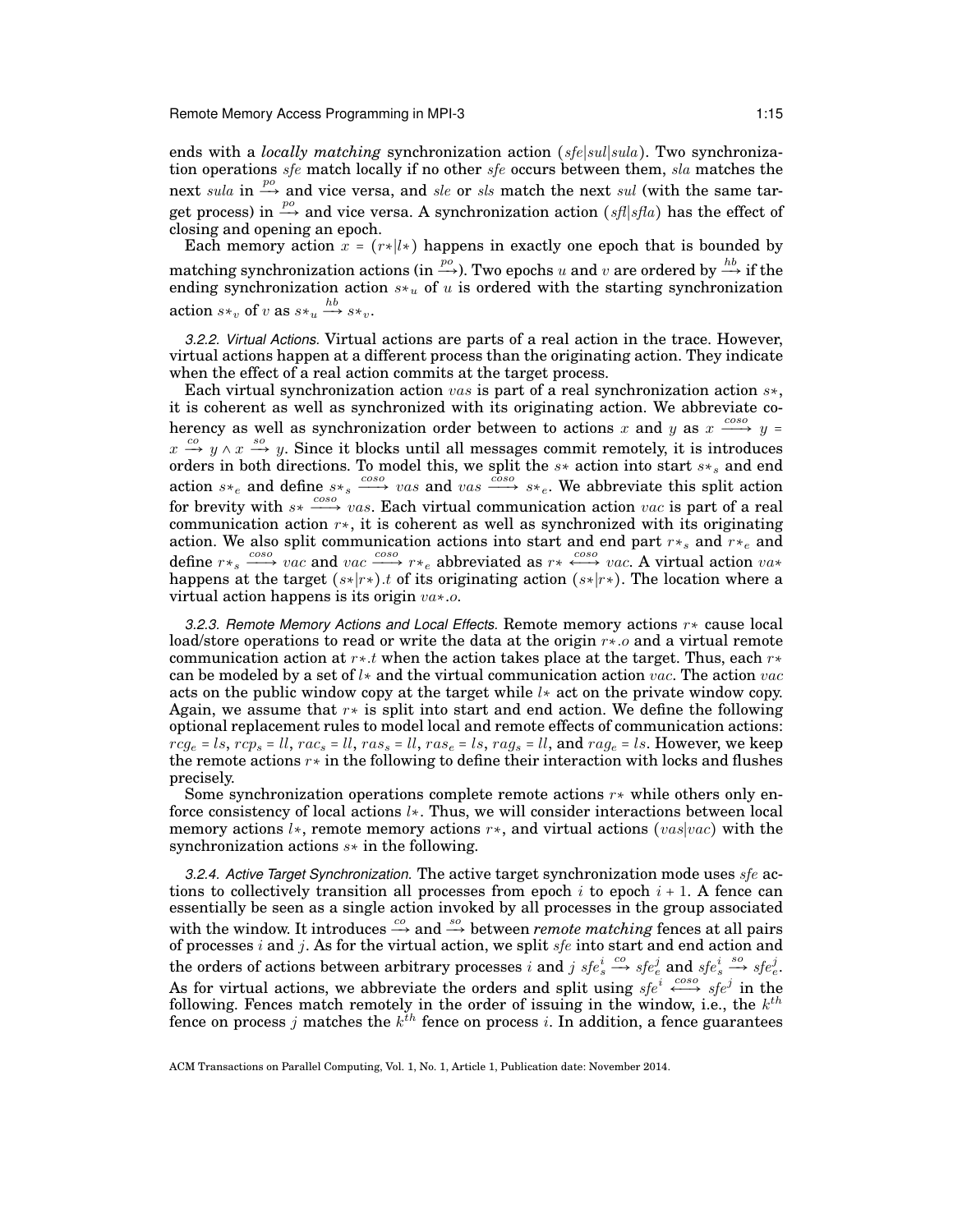ends with a *locally matching* synchronization action ($sfe|sul|sula$). Two synchronization operations $sfe$ match locally if no other $sfe$ occurs between them, $sla$ matches the next $sula$ in $\xrightarrow{po}$ and vice versa, and $sle$ or $sls$ match the next $sul$ (with the same target process) in $\xrightarrow{po}$ and vice versa. A synchronization action ($sfl|sfla$) has the effect of closing and opening an epoch.

Each memory action $x = (r*|l*)$ happens in exactly one epoch that is bounded by matching synchronization actions (in $\xrightarrow{po}$). Two epochs $u$ and $v$ are ordered by $\xrightarrow{hb}$ if the ending synchronization action $s*_u$ of $u$ is ordered with the starting synchronization action $s*_v$ of $v$ as $s*_u \xrightarrow{hb} s*_v$.

*3.2.2. Virtual Actions.* Virtual actions are parts of a real action in the trace. However, virtual actions happen at a different process than the originating action. They indicate when the effect of a real action commits at the target process.

Each virtual synchronization action $vas$ is part of a real synchronization action $s*$, it is coherent as well as synchronized with its originating action. We abbreviate coherency as well as synchronization order between to actions $x$ and $y$ as $x \xrightarrow{coso} y = x \xrightarrow{co} y \wedge x \xrightarrow{so} y$. Since it blocks until all messages commit remotely, it is introduces orders in both directions. To model this, we split the $s*$ action into start $s*_s$ and end action $s*_e$ and define $s*_s \xrightarrow{coso} vas$ and $vas \xrightarrow{coso} s*_e$. We abbreviate this split action for brevity with $s* \xleftrightarrow{coso} vas$. Each virtual communication action $vac$ is part of a real communication action $r*$, it is coherent as well as synchronized with its originating action. We also split communication actions into start and end part $r*_s$ and $r*_e$ and define $r*_s \xrightarrow{coso} vac$ and $vac \xrightarrow{coso} r*_e$ abbreviated as $r* \xleftrightarrow{coso} vac$. A virtual action $va*$ happens at the target $(s*|r*).t$ of its originating action $(s*|r*)$. The location where a virtual action happens is its origin $va*.o$.

*3.2.3. Remote Memory Actions and Local Effects.* Remote memory actions $r*$ cause local load/store operations to read or write the data at the origin $r*.o$ and a virtual remote communication action at $r*.t$ when the action takes place at the target. Thus, each $r*$ can be modeled by a set of $l*$ and the virtual communication action $vac$. The action $vac$ acts on the public window copy at the target while $l*$ act on the private window copy. Again, we assume that $r*$ is split into start and end action. We define the following optional replacement rules to model local and remote effects of communication actions: $rcg_e = ls$, $rcp_s = ll$, $rac_s = ll$, $ras_s = ll$, $ras_e = ls$, $rag_s = ll$, and $rag_e = ls$. However, we keep the remote actions $r*$ in the following to define their interaction with locks and flushes precisely.

Some synchronization operations complete remote actions $r*$ while others only enforce consistency of local actions $l*$. Thus, we will consider interactions between local memory actions $l*$, remote memory actions $r*$, and virtual actions ($vas|vac$) with the synchronization actions $s*$ in the following.

*3.2.4. Active Target Synchronization.* The active target synchronization mode uses $sfe$ actions to collectively transition all processes from epoch $i$ to epoch $i+1$. A fence can essentially be seen as a single action invoked by all processes in the group associated with the window. It introduces $\xrightarrow{co}$ and $\xrightarrow{so}$ between *remote matching* fences at all pairs of processes $i$ and $j$. As for the virtual action, we split $sfe$ into start and end action and the orders of actions between arbitrary processes $i$ and $j$ $sfe^i_s \xrightarrow{co} sfe^j_e$ and $sfe^i_s \xrightarrow{so} sfe^j_e$. As for virtual actions, we abbreviate the orders and split using $sfe^i \xleftrightarrow{coso} sfe^j$ in the following. Fences match remotely in the order of issuing in the window, i.e., the $k^{th}$ fence on process $j$ matches the $k^{th}$ fence on process $i$. In addition, a fence guarantees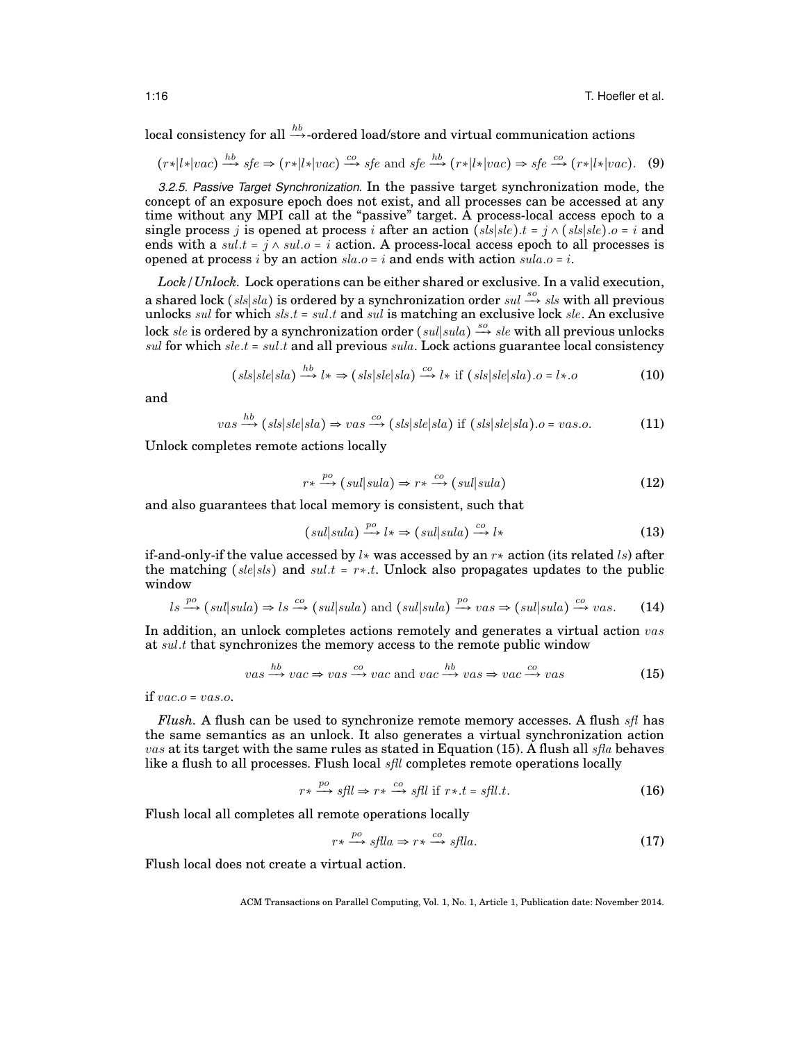local consistency for all $\xrightarrow{hb}$-ordered load/store and virtual communication actions

$$(r*|l*|vac) \xrightarrow{hb} sfe \Rightarrow (r*|l*|vac) \xrightarrow{co} sfe \text{ and } sfe \xrightarrow{hb} (r*|l*|vac) \Rightarrow sfe \xrightarrow{co} (r*|l*|vac). \quad (9)$$

*3.2.5. Passive Target Synchronization.* In the passive target synchronization mode, the concept of an exposure epoch does not exist, and all processes can be accessed at any time without any MPI call at the "passive" target. A process-local access epoch to a single process $j$ is opened at process $i$ after an action $(sls|sle).t = j \wedge (sls|sle).o = i$ and ends with a $sul.t = j \wedge sul.o = i$ action. A process-local access epoch to all processes is opened at process $i$ by an action $sla.o = i$ and ends with action $sula.o = i$.

***Lock/Unlock.*** Lock operations can be either shared or exclusive. In a valid execution, a shared lock $(sls|sla)$ is ordered by a synchronization order $sul \xrightarrow{so} sls$ with all previous unlocks $sul$ for which $sls.t = sul.t$ and $sul$ is matching an exclusive lock $sle$. An exclusive lock $sle$ is ordered by a synchronization order $(sul|sula) \xrightarrow{so} sle$ with all previous unlocks $sul$ for which $sle.t = sul.t$ and all previous $sula$. Lock actions guarantee local consistency

$$(sls|sle|sla) \xrightarrow{hb} l* \Rightarrow (sls|sle|sla) \xrightarrow{co} l* \text{ if } (sls|sle|sla).o = l*.o \quad (10)$$

and

$$vas \xrightarrow{hb} (sls|sle|sla) \Rightarrow vas \xrightarrow{co} (sls|sle|sla) \text{ if } (sls|sle|sla).o = vas.o. \quad (11)$$

Unlock completes remote actions locally

$$r* \xrightarrow{po} (sul|sula) \Rightarrow r* \xrightarrow{co} (sul|sula) \quad (12)$$

and also guarantees that local memory is consistent, such that

$$(sul|sula) \xrightarrow{po} l* \Rightarrow (sul|sula) \xrightarrow{co} l* \quad (13)$$

if-and-only-if the value accessed by $l*$ was accessed by an $r*$ action (its related $ls$) after the matching $(sle|sls)$ and $sul.t = r*.t$. Unlock also propagates updates to the public window

$$ls \xrightarrow{po} (sul|sula) \Rightarrow ls \xrightarrow{co} (sul|sula) \text{ and } (sul|sula) \xrightarrow{po} vas \Rightarrow (sul|sula) \xrightarrow{co} vas. \quad (14)$$

In addition, an unlock completes actions remotely and generates a virtual action $vas$ at $sul.t$ that synchronizes the memory access to the remote public window

$$vas \xrightarrow{hb} vac \Rightarrow vas \xrightarrow{co} vac \text{ and } vac \xrightarrow{hb} vas \Rightarrow vac \xrightarrow{co} vas \quad (15)$$

if $vac.o = vas.o$.

***Flush.*** A flush can be used to synchronize remote memory accesses. A flush $sfl$ has the same semantics as an unlock. It also generates a virtual synchronization action $vas$ at its target with the same rules as stated in Equation (15). A flush all $sfla$ behaves like a flush to all processes. Flush local $sfll$ completes remote operations locally

$$r* \xrightarrow{po} sfll \Rightarrow r* \xrightarrow{co} sfll \text{ if } r*.t = sfll.t. \quad (16)$$

Flush local all completes all remote operations locally

$$r* \xrightarrow{po} sflla \Rightarrow r* \xrightarrow{co} sflla. \quad (17)$$

Flush local does not create a virtual action.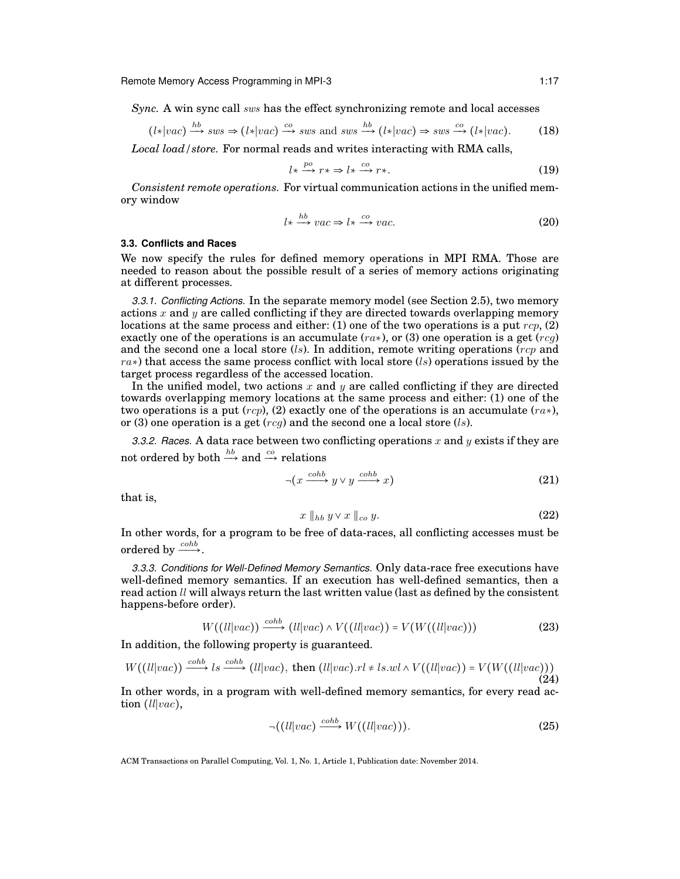*Sync.* A win sync call $sws$ has the effect synchronizing remote and local accesses

$$(l{*}|vac) \xrightarrow{hb} sws \Rightarrow (l{*}|vac) \xrightarrow{co} sws \text{ and } sws \xrightarrow{hb} (l{*}|vac) \Rightarrow sws \xrightarrow{co} (l{*}|vac). \tag{18}$$

*Local load/store.* For normal reads and writes interacting with RMA calls,

$$l{*} \xrightarrow{po} r{*} \Rightarrow l{*} \xrightarrow{co} r{*}. \tag{19}$$

*Consistent remote operations.* For virtual communication actions in the unified memory window

$$l{*} \xrightarrow{hb} vac \Rightarrow l{*} \xrightarrow{co} vac. \tag{20}$$

### 3.3. Conflicts and Races

We now specify the rules for defined memory operations in MPI RMA. Those are needed to reason about the possible result of a series of memory actions originating at different processes.

*3.3.1. Conflicting Actions.* In the separate memory model (see Section 2.5), two memory actions $x$ and $y$ are called conflicting if they are directed towards overlapping memory locations at the same process and either: (1) one of the two operations is a put $rcp$, (2) exactly one of the operations is an accumulate ($ra{*}$), or (3) one operation is a get ($rcg$) and the second one a local store ($ls$). In addition, remote writing operations ($rcp$ and $ra{*}$) that access the same process conflict with local store ($ls$) operations issued by the target process regardless of the accessed location.

In the unified model, two actions $x$ and $y$ are called conflicting if they are directed towards overlapping memory locations at the same process and either: (1) one of the two operations is a put ($rcp$), (2) exactly one of the operations is an accumulate ($ra{*}$), or (3) one operation is a get ($rcg$) and the second one a local store ($ls$).

*3.3.2. Races.* A data race between two conflicting operations $x$ and $y$ exists if they are not ordered by both $\xrightarrow{hb}$ and $\xrightarrow{co}$ relations

$$\neg(x \xrightarrow{cohb} y \vee y \xrightarrow{cohb} x) \tag{21}$$

that is,

$$x \parallel_{hb} y \vee x \parallel_{co} y. \tag{22}$$

In other words, for a program to be free of data-races, all conflicting accesses must be ordered by $\xrightarrow{cohb}$.

*3.3.3. Conditions for Well-Defined Memory Semantics.* Only data-race free executions have well-defined memory semantics. If an execution has well-defined semantics, then a read action $ll$ will always return the last written value (last as defined by the consistent happens-before order).

$$W((ll|vac)) \xrightarrow{cohb} (ll|vac) \wedge V((ll|vac)) = V(W((ll|vac))) \tag{23}$$

In addition, the following property is guaranteed.

$$W((ll|vac)) \xrightarrow{cohb} ls \xrightarrow{cohb} (ll|vac), \text{ then } (ll|vac).rl \neq ls.wl \wedge V((ll|vac)) = V(W((ll|vac))) \tag{24}$$

In other words, in a program with well-defined memory semantics, for every read action $(ll|vac)$,

$$\neg((ll|vac) \xrightarrow{cohb} W((ll|vac))). \tag{25}$$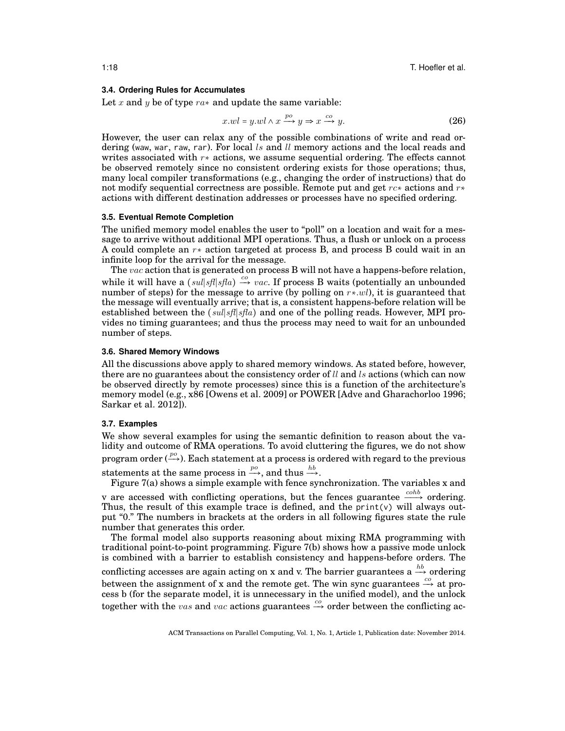### 3.4. Ordering Rules for Accumulates

Let $x$ and $y$ be of type $ra*$ and update the same variable:

$$x.wl = y.wl \land x \xrightarrow{po} y \Rightarrow x \xrightarrow{co} y. \tag{26}$$

However, the user can relax any of the possible combinations of write and read ordering (waw, war, raw, rar). For local $ls$ and $ll$ memory actions and the local reads and writes associated with $r*$ actions, we assume sequential ordering. The effects cannot be observed remotely since no consistent ordering exists for those operations; thus, many local compiler transformations (e.g., changing the order of instructions) that do not modify sequential correctness are possible. Remote put and get $rc*$ actions and $r*$ actions with different destination addresses or processes have no specified ordering.

### 3.5. Eventual Remote Completion

The unified memory model enables the user to "poll" on a location and wait for a message to arrive without additional MPI operations. Thus, a flush or unlock on a process A could complete an $r*$ action targeted at process B, and process B could wait in an infinite loop for the arrival for the message.

The $vac$ action that is generated on process B will not have a happens-before relation, while it will have a $(sul|sfl|sfla) \xrightarrow{co} vac$. If process B waits (potentially an unbounded number of steps) for the message to arrive (by polling on $r*.wl$), it is guaranteed that the message will eventually arrive; that is, a consistent happens-before relation will be established between the $(sul|sfl|sfla)$ and one of the polling reads. However, MPI provides no timing guarantees; and thus the process may need to wait for an unbounded number of steps.

### 3.6. Shared Memory Windows

All the discussions above apply to shared memory windows. As stated before, however, there are no guarantees about the consistency order of $ll$ and $ls$ actions (which can now be observed directly by remote processes) since this is a function of the architecture's memory model (e.g., x86 [Owens et al. 2009] or POWER [Adve and Gharachorloo 1996; Sarkar et al. 2012]).

### 3.7. Examples

We show several examples for using the semantic definition to reason about the validity and outcome of RMA operations. To avoid cluttering the figures, we do not show program order ($\xrightarrow{po}$). Each statement at a process is ordered with regard to the previous statements at the same process in $\xrightarrow{po}$, and thus $\xrightarrow{hb}$.

Figure 7(a) shows a simple example with fence synchronization. The variables x and v are accessed with conflicting operations, but the fences guarantee $\xrightarrow{cohb}$ ordering. Thus, the result of this example trace is defined, and the print(v) will always output "0." The numbers in brackets at the orders in all following figures state the rule number that generates this order.

The formal model also supports reasoning about mixing RMA programming with traditional point-to-point programming. Figure 7(b) shows how a passive mode unlock is combined with a barrier to establish consistency and happens-before orders. The conflicting accesses are again acting on x and v. The barrier guarantees a $\xrightarrow{hb}$ ordering between the assignment of x and the remote get. The win sync guarantees $\xrightarrow{co}$ at process b (for the separate model, it is unnecessary in the unified model), and the unlock together with the $vas$ and $vac$ actions guarantees $\xrightarrow{co}$ order between the conflicting ac-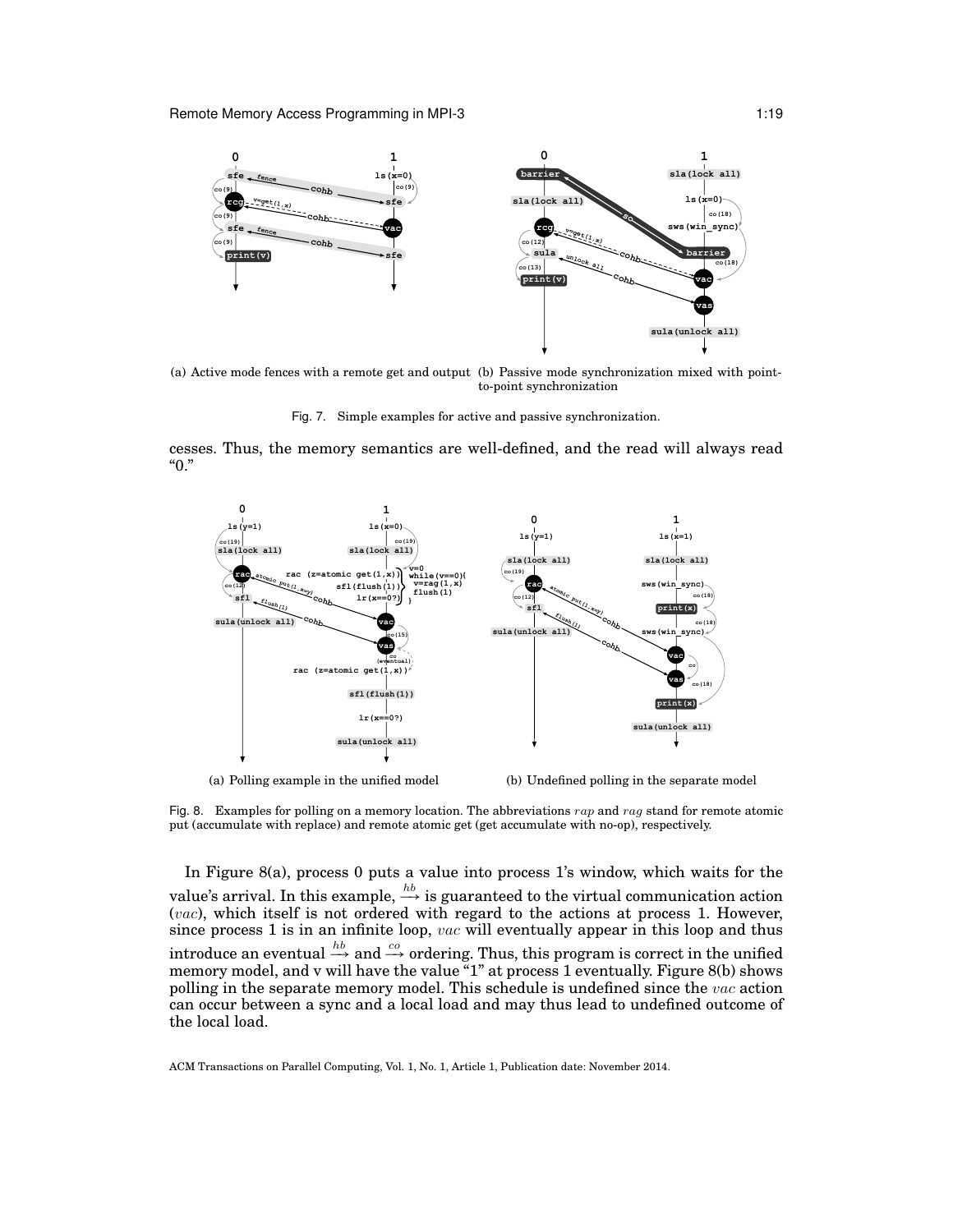(a) Active mode fences with a remote get and output

(b) Passive mode synchronization mixed with point-to-point synchronization

Fig. 7. Simple examples for active and passive synchronization.

cesses. Thus, the memory semantics are well-defined, and the read will always read "0."

(a) Polling example in the unified model

(b) Undefined polling in the separate model

Fig. 8. Examples for polling on a memory location. The abbreviations $rap$ and $rag$ stand for remote atomic put (accumulate with replace) and remote atomic get (get accumulate with no-op), respectively.

In Figure 8(a), process 0 puts a value into process 1's window, which waits for the value's arrival. In this example, $\xrightarrow{hb}$ is guaranteed to the virtual communication action ($vac$), which itself is not ordered with regard to the actions at process 1. However, since process 1 is in an infinite loop, $vac$ will eventually appear in this loop and thus introduce an eventual $\xrightarrow{hb}$ and $\xrightarrow{co}$ ordering. Thus, this program is correct in the unified memory model, and v will have the value "1" at process 1 eventually. Figure 8(b) shows polling in the separate memory model. This schedule is undefined since the $vac$ action can occur between a sync and a local load and may thus lead to undefined outcome of the local load.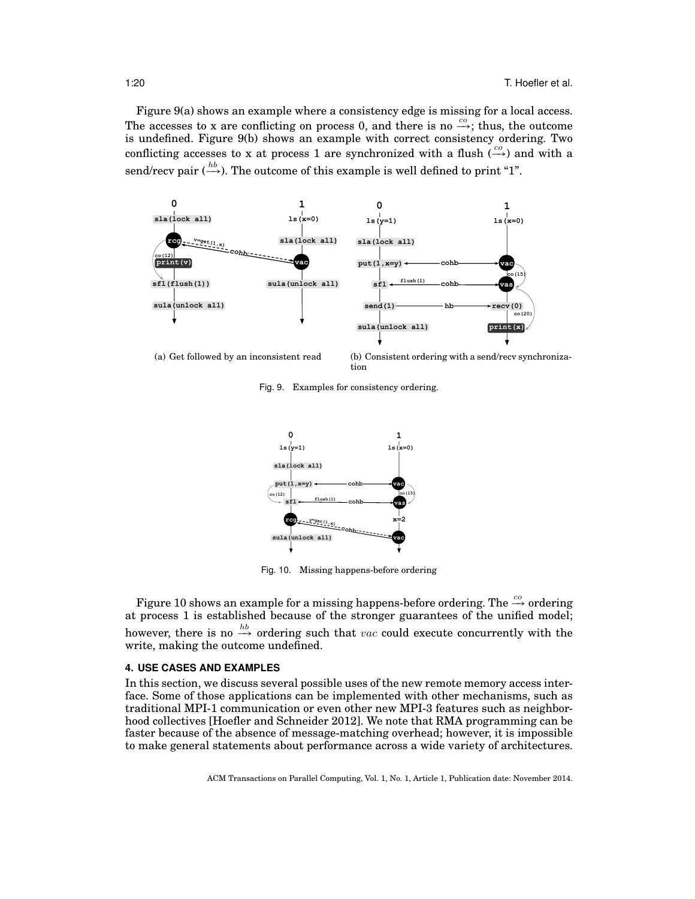Figure 9(a) shows an example where a consistency edge is missing for a local access. The accesses to x are conflicting on process 0, and there is no $\xrightarrow{co}$; thus, the outcome is undefined. Figure 9(b) shows an example with correct consistency ordering. Two conflicting accesses to x at process 1 are synchronized with a flush ($\xrightarrow{co}$) and with a send/recv pair ($\xrightarrow{hb}$). The outcome of this example is well defined to print "1".

(a) Get followed by an inconsistent read

(b) Consistent ordering with a send/recv synchronization

Fig. 9. Examples for consistency ordering.

Fig. 10. Missing happens-before ordering

Figure 10 shows an example for a missing happens-before ordering. The $\xrightarrow{co}$ ordering at process 1 is established because of the stronger guarantees of the unified model; however, there is no $\xrightarrow{hb}$ ordering such that $vac$ could execute concurrently with the write, making the outcome undefined.

## 4. USE CASES AND EXAMPLES

In this section, we discuss several possible uses of the new remote memory access interface. Some of those applications can be implemented with other mechanisms, such as traditional MPI-1 communication or even other new MPI-3 features such as neighborhood collectives [Hoefler and Schneider 2012]. We note that RMA programming can be faster because of the absence of message-matching overhead; however, it is impossible to make general statements about performance across a wide variety of architectures.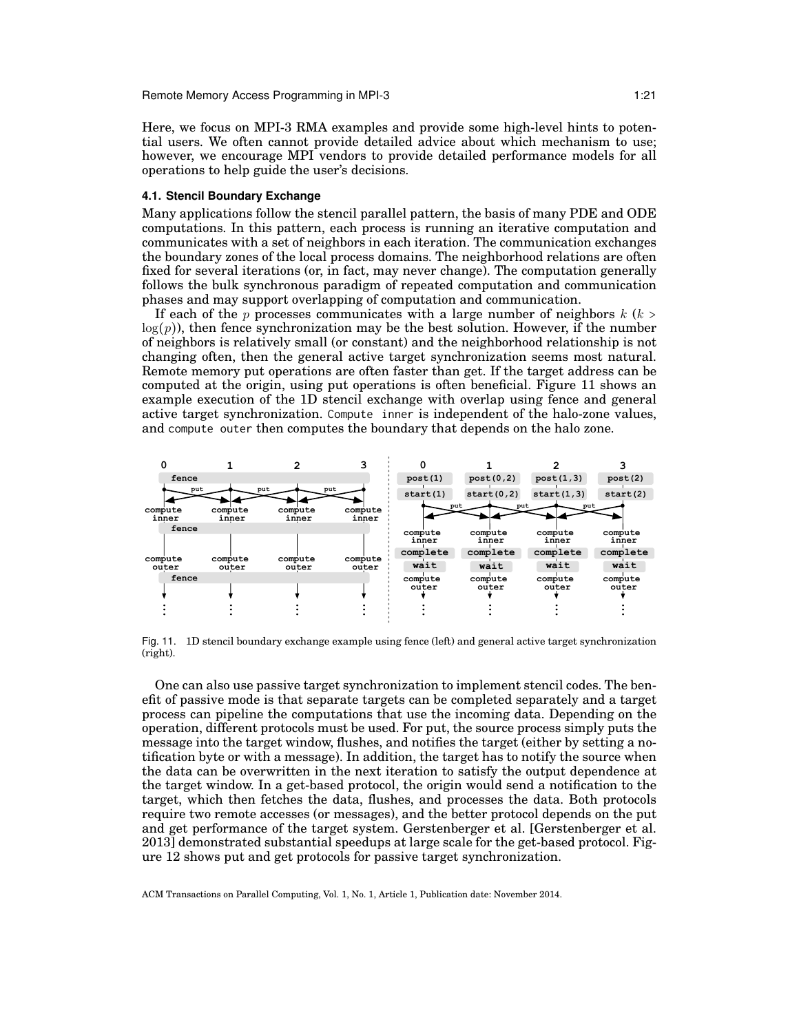Here, we focus on MPI-3 RMA examples and provide some high-level hints to potential users. We often cannot provide detailed advice about which mechanism to use; however, we encourage MPI vendors to provide detailed performance models for all operations to help guide the user's decisions.

### 4.1. Stencil Boundary Exchange

Many applications follow the stencil parallel pattern, the basis of many PDE and ODE computations. In this pattern, each process is running an iterative computation and communicates with a set of neighbors in each iteration. The communication exchanges the boundary zones of the local process domains. The neighborhood relations are often fixed for several iterations (or, in fact, may never change). The computation generally follows the bulk synchronous paradigm of repeated computation and communication phases and may support overlapping of computation and communication.

If each of the $p$ processes communicates with a large number of neighbors $k$ ($k > \log(p)$), then fence synchronization may be the best solution. However, if the number of neighbors is relatively small (or constant) and the neighborhood relationship is not changing often, then the general active target synchronization seems most natural. Remote memory put operations are often faster than get. If the target address can be computed at the origin, using put operations is often beneficial. Figure 11 shows an example execution of the 1D stencil exchange with overlap using fence and general active target synchronization. `Compute inner` is independent of the halo-zone values, and `compute outer` then computes the boundary that depends on the halo zone.

Fig. 11. 1D stencil boundary exchange example using fence (left) and general active target synchronization (right).

One can also use passive target synchronization to implement stencil codes. The benefit of passive mode is that separate targets can be completed separately and a target process can pipeline the computations that use the incoming data. Depending on the operation, different protocols must be used. For put, the source process simply puts the message into the target window, flushes, and notifies the target (either by setting a notification byte or with a message). In addition, the target has to notify the source when the data can be overwritten in the next iteration to satisfy the output dependence at the target window. In a get-based protocol, the origin would send a notification to the target, which then fetches the data, flushes, and processes the data. Both protocols require two remote accesses (or messages), and the better protocol depends on the put and get performance of the target system. Gerstenberger et al. [Gerstenberger et al. 2013] demonstrated substantial speedups at large scale for the get-based protocol. Figure 12 shows put and get protocols for passive target synchronization.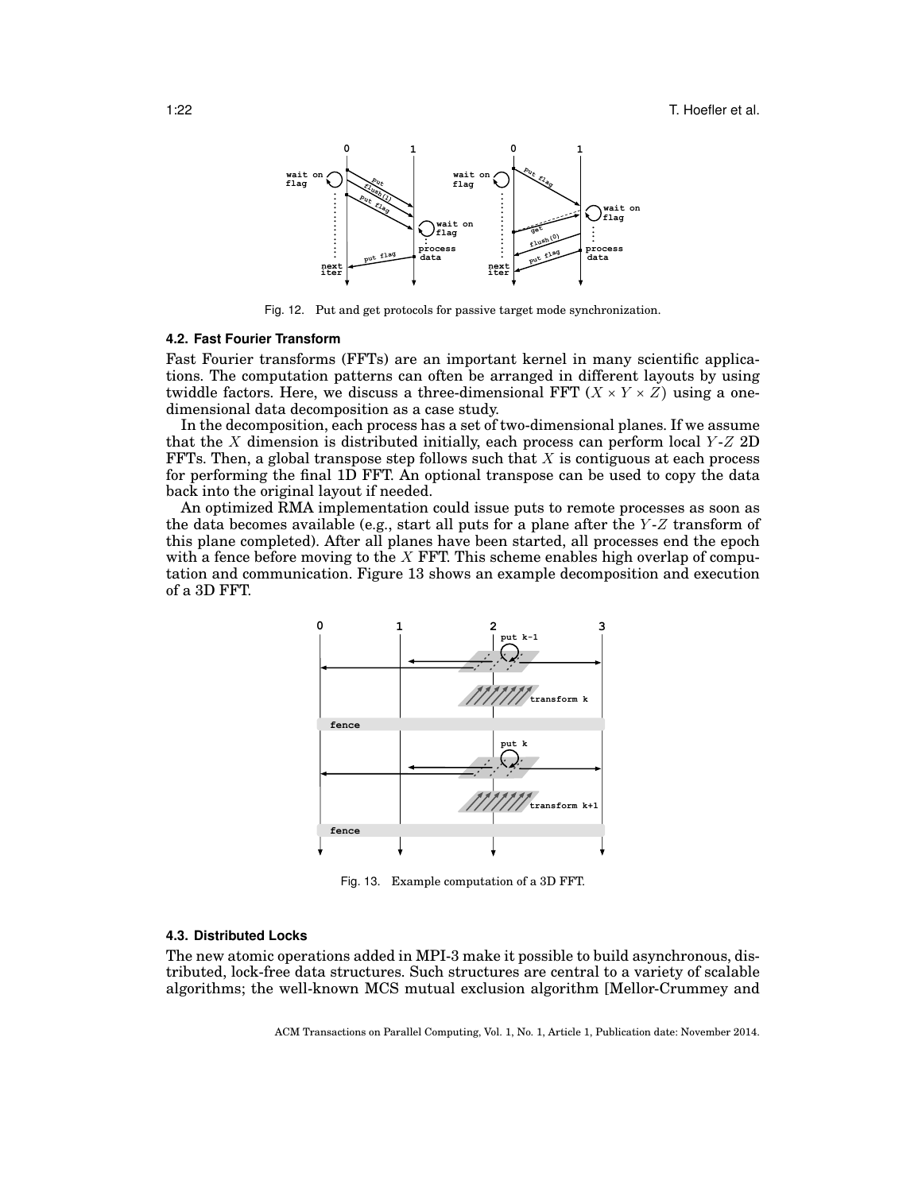Fig. 12. Put and get protocols for passive target mode synchronization.

### 4.2. Fast Fourier Transform

Fast Fourier transforms (FFTs) are an important kernel in many scientific applications. The computation patterns can often be arranged in different layouts by using twiddle factors. Here, we discuss a three-dimensional FFT ($X \times Y \times Z$) using a one-dimensional data decomposition as a case study.

In the decomposition, each process has a set of two-dimensional planes. If we assume that the $X$ dimension is distributed initially, each process can perform local $Y$-$Z$ 2D FFTs. Then, a global transpose step follows such that $X$ is contiguous at each process for performing the final 1D FFT. An optional transpose can be used to copy the data back into the original layout if needed.

An optimized RMA implementation could issue puts to remote processes as soon as the data becomes available (e.g., start all puts for a plane after the $Y$-$Z$ transform of this plane completed). After all planes have been started, all processes end the epoch with a fence before moving to the $X$ FFT. This scheme enables high overlap of computation and communication. Figure 13 shows an example decomposition and execution of a 3D FFT.

Fig. 13. Example computation of a 3D FFT.

### 4.3. Distributed Locks

The new atomic operations added in MPI-3 make it possible to build asynchronous, distributed, lock-free data structures. Such structures are central to a variety of scalable algorithms; the well-known MCS mutual exclusion algorithm [Mellor-Crummey and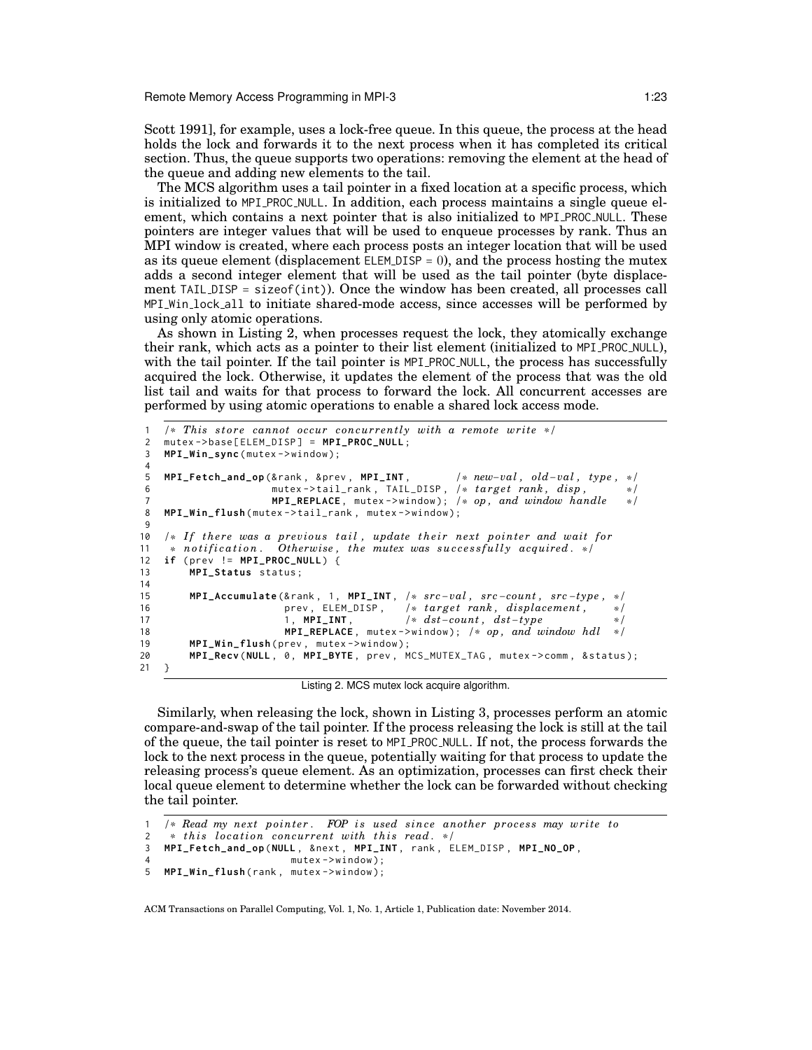Scott 1991], for example, uses a lock-free queue. In this queue, the process at the head holds the lock and forwards it to the next process when it has completed its critical section. Thus, the queue supports two operations: removing the element at the head of the queue and adding new elements to the tail.

The MCS algorithm uses a tail pointer in a fixed location at a specific process, which is initialized to MPI_PROC_NULL. In addition, each process maintains a single queue element, which contains a next pointer that is also initialized to MPI_PROC_NULL. These pointers are integer values that will be used to enqueue processes by rank. Thus an MPI window is created, where each process posts an integer location that will be used as its queue element (displacement ELEM_DISP = 0), and the process hosting the mutex adds a second integer element that will be used as the tail pointer (byte displacement TAIL_DISP = sizeof(int)). Once the window has been created, all processes call MPI_Win_lock_all to initiate shared-mode access, since accesses will be performed by using only atomic operations.

As shown in Listing 2, when processes request the lock, they atomically exchange their rank, which acts as a pointer to their list element (initialized to MPI_PROC_NULL), with the tail pointer. If the tail pointer is MPI_PROC_NULL, the process has successfully acquired the lock. Otherwise, it updates the element of the process that was the old list tail and waits for that process to forward the lock. All concurrent accesses are performed by using atomic operations to enable a shared lock access mode.

```
1  /* This store cannot occur concurrently with a remote write */
2  mutex->base[ELEM_DISP] = MPI_PROC_NULL;
3  MPI_Win_sync(mutex->window);
4
5  MPI_Fetch_and_op(&rank, &prev, MPI_INT,          /* new-val, old-val, type, */
6                   mutex->tail_rank, TAIL_DISP,     /* target rank, disp,      */
7                   MPI_REPLACE, mutex->window);      /* op, and window handle   */
8  MPI_Win_flush(mutex->tail_rank, mutex->window);
9
10 /* If there was a previous tail, update their next pointer and wait for
11  * notification. Otherwise, the mutex was successfully acquired. */
12 if (prev != MPI_PROC_NULL) {
13     MPI_Status status;
14
15     MPI_Accumulate(&rank, 1, MPI_INT, /* src-val, src-count, src-type, */
16                    prev, ELEM_DISP,   /* target rank, displacement,     */
17                    1, MPI_INT,        /* dst-count, dst-type            */
18                    MPI_REPLACE, mutex->window); /* op, and window hdl   */
19     MPI_Win_flush(prev, mutex->window);
20     MPI_Recv(NULL, 0, MPI_BYTE, prev, MCS_MUTEX_TAG, mutex->comm, &status);
21 }
```

Listing 2. MCS mutex lock acquire algorithm.

Similarly, when releasing the lock, shown in Listing 3, processes perform an atomic compare-and-swap of the tail pointer. If the process releasing the lock is still at the tail of the queue, the tail pointer is reset to MPI_PROC_NULL. If not, the process forwards the lock to the next process in the queue, potentially waiting for that process to update the releasing process's queue element. As an optimization, processes can first check their local queue element to determine whether the lock can be forwarded without checking the tail pointer.

```
1  /* Read my next pointer. FOP is used since another process may write to
2   * this location concurrent with this read. */
3  MPI_Fetch_and_op(NULL, &next, MPI_INT, rank, ELEM_DISP, MPI_NO_OP,
4                   mutex->window);
5  MPI_Win_flush(rank, mutex->window);
```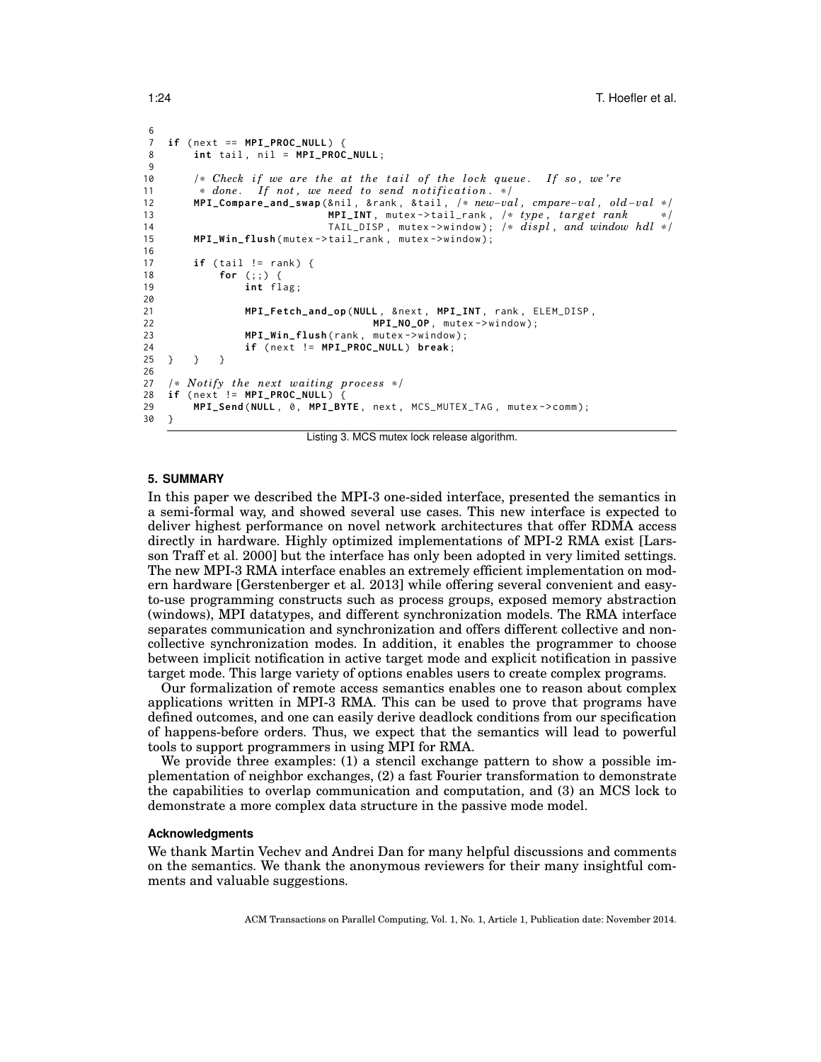```
6
7  if (next == MPI_PROC_NULL) {
8      int tail, nil = MPI_PROC_NULL;
9
10     /* Check if we are the at the tail of the lock queue.  If so, we're
11      * done.  If not, we need to send notification. */
12     MPI_Compare_and_swap(&nil, &rank, &tail, /* new-val, cmpare-val, old-val */
13                          MPI_INT, mutex->tail_rank, /* type, target rank     */
14                          TAIL_DISP, mutex->window); /* displ, and window hdl */
15     MPI_Win_flush(mutex->tail_rank, mutex->window);
16
17     if (tail != rank) {
18         for (;;) {
19             int flag;
20
21             MPI_Fetch_and_op(NULL, &next, MPI_INT, rank, ELEM_DISP,
22                              MPI_NO_OP, mutex->window);
23             MPI_Win_flush(rank, mutex->window);
24             if (next != MPI_PROC_NULL) break;
25 }   }   }
26
27 /* Notify the next waiting process */
28 if (next != MPI_PROC_NULL) {
29     MPI_Send(NULL, 0, MPI_BYTE, next, MCS_MUTEX_TAG, mutex->comm);
30 }
```

Listing 3. MCS mutex lock release algorithm.

## 5. SUMMARY

In this paper we described the MPI-3 one-sided interface, presented the semantics in a semi-formal way, and showed several use cases. This new interface is expected to deliver highest performance on novel network architectures that offer RDMA access directly in hardware. Highly optimized implementations of MPI-2 RMA exist [Larsson Traff et al. 2000] but the interface has only been adopted in very limited settings. The new MPI-3 RMA interface enables an extremely efficient implementation on modern hardware [Gerstenberger et al. 2013] while offering several convenient and easy-to-use programming constructs such as process groups, exposed memory abstraction (windows), MPI datatypes, and different synchronization models. The RMA interface separates communication and synchronization and offers different collective and non-collective synchronization modes. In addition, it enables the programmer to choose between implicit notification in active target mode and explicit notification in passive target mode. This large variety of options enables users to create complex programs.

Our formalization of remote access semantics enables one to reason about complex applications written in MPI-3 RMA. This can be used to prove that programs have defined outcomes, and one can easily derive deadlock conditions from our specification of happens-before orders. Thus, we expect that the semantics will lead to powerful tools to support programmers in using MPI for RMA.

We provide three examples: (1) a stencil exchange pattern to show a possible implementation of neighbor exchanges, (2) a fast Fourier transformation to demonstrate the capabilities to overlap communication and computation, and (3) an MCS lock to demonstrate a more complex data structure in the passive mode model.

### Acknowledgments

We thank Martin Vechev and Andrei Dan for many helpful discussions and comments on the semantics. We thank the anonymous reviewers for their many insightful comments and valuable suggestions.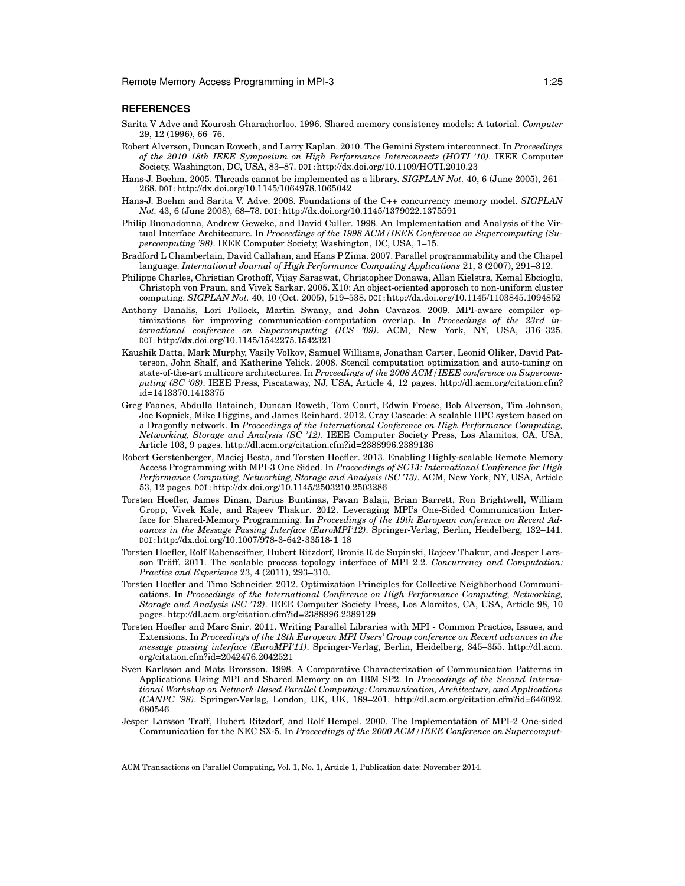## REFERENCES

Sarita V Adve and Kourosh Gharachorloo. 1996. Shared memory consistency models: A tutorial. *Computer* 29, 12 (1996), 66–76.

Robert Alverson, Duncan Roweth, and Larry Kaplan. 2010. The Gemini System interconnect. In *Proceedings of the 2010 18th IEEE Symposium on High Performance Interconnects (HOTI '10)*. IEEE Computer Society, Washington, DC, USA, 83–87. DOI:http://dx.doi.org/10.1109/HOTI.2010.23

Hans-J. Boehm. 2005. Threads cannot be implemented as a library. *SIGPLAN Not.* 40, 6 (June 2005), 261–268. DOI:http://dx.doi.org/10.1145/1064978.1065042

Hans-J. Boehm and Sarita V. Adve. 2008. Foundations of the C++ concurrency memory model. *SIGPLAN Not.* 43, 6 (June 2008), 68–78. DOI:http://dx.doi.org/10.1145/1379022.1375591

Philip Buonadonna, Andrew Geweke, and David Culler. 1998. An Implementation and Analysis of the Virtual Interface Architecture. In *Proceedings of the 1998 ACM/IEEE Conference on Supercomputing (Supercomputing '98)*. IEEE Computer Society, Washington, DC, USA, 1–15.

Bradford L Chamberlain, David Callahan, and Hans P Zima. 2007. Parallel programmability and the Chapel language. *International Journal of High Performance Computing Applications* 21, 3 (2007), 291–312.

Philippe Charles, Christian Grothoff, Vijay Saraswat, Christopher Donawa, Allan Kielstra, Kemal Ebcioglu, Christoph von Praun, and Vivek Sarkar. 2005. X10: An object-oriented approach to non-uniform cluster computing. *SIGPLAN Not.* 40, 10 (Oct. 2005), 519–538. DOI:http://dx.doi.org/10.1145/1103845.1094852

Anthony Danalis, Lori Pollock, Martin Swany, and John Cavazos. 2009. MPI-aware compiler optimizations for improving communication-computation overlap. In *Proceedings of the 23rd international conference on Supercomputing (ICS '09)*. ACM, New York, NY, USA, 316–325. DOI:http://dx.doi.org/10.1145/1542275.1542321

Kaushik Datta, Mark Murphy, Vasily Volkov, Samuel Williams, Jonathan Carter, Leonid Oliker, David Patterson, John Shalf, and Katherine Yelick. 2008. Stencil computation optimization and auto-tuning on state-of-the-art multicore architectures. In *Proceedings of the 2008 ACM/IEEE conference on Supercomputing (SC '08)*. IEEE Press, Piscataway, NJ, USA, Article 4, 12 pages. http://dl.acm.org/citation.cfm?id=1413370.1413375

Greg Faanes, Abdulla Bataineh, Duncan Roweth, Tom Court, Edwin Froese, Bob Alverson, Tim Johnson, Joe Kopnick, Mike Higgins, and James Reinhard. 2012. Cray Cascade: A scalable HPC system based on a Dragonfly network. In *Proceedings of the International Conference on High Performance Computing, Networking, Storage and Analysis (SC '12)*. IEEE Computer Society Press, Los Alamitos, CA, USA, Article 103, 9 pages. http://dl.acm.org/citation.cfm?id=2388996.2389136

Robert Gerstenberger, Maciej Besta, and Torsten Hoefler. 2013. Enabling Highly-scalable Remote Memory Access Programming with MPI-3 One Sided. In *Proceedings of SC13: International Conference for High Performance Computing, Networking, Storage and Analysis (SC '13)*. ACM, New York, NY, USA, Article 53, 12 pages. DOI:http://dx.doi.org/10.1145/2503210.2503286

Torsten Hoefler, James Dinan, Darius Buntinas, Pavan Balaji, Brian Barrett, Ron Brightwell, William Gropp, Vivek Kale, and Rajeev Thakur. 2012. Leveraging MPI's One-Sided Communication Interface for Shared-Memory Programming. In *Proceedings of the 19th European conference on Recent Advances in the Message Passing Interface (EuroMPI'12)*. Springer-Verlag, Berlin, Heidelberg, 132–141. DOI:http://dx.doi.org/10.1007/978-3-642-33518-1_18

Torsten Hoefler, Rolf Rabenseifner, Hubert Ritzdorf, Bronis R de Supinski, Rajeev Thakur, and Jesper Larsson Träff. 2011. The scalable process topology interface of MPI 2.2. *Concurrency and Computation: Practice and Experience* 23, 4 (2011), 293–310.

Torsten Hoefler and Timo Schneider. 2012. Optimization Principles for Collective Neighborhood Communications. In *Proceedings of the International Conference on High Performance Computing, Networking, Storage and Analysis (SC '12)*. IEEE Computer Society Press, Los Alamitos, CA, USA, Article 98, 10 pages. http://dl.acm.org/citation.cfm?id=2388996.2389129

Torsten Hoefler and Marc Snir. 2011. Writing Parallel Libraries with MPI - Common Practice, Issues, and Extensions. In *Proceedings of the 18th European MPI Users' Group conference on Recent advances in the message passing interface (EuroMPI'11)*. Springer-Verlag, Berlin, Heidelberg, 345–355. http://dl.acm.org/citation.cfm?id=2042476.2042521

Sven Karlsson and Mats Brorsson. 1998. A Comparative Characterization of Communication Patterns in Applications Using MPI and Shared Memory on an IBM SP2. In *Proceedings of the Second International Workshop on Network-Based Parallel Computing: Communication, Architecture, and Applications (CANPC '98)*. Springer-Verlag, London, UK, UK, 189–201. http://dl.acm.org/citation.cfm?id=646092.680546

Jesper Larsson Traff, Hubert Ritzdorf, and Rolf Hempel. 2000. The Implementation of MPI-2 One-sided Communication for the NEC SX-5. In *Proceedings of the 2000 ACM/IEEE Conference on Supercomput-*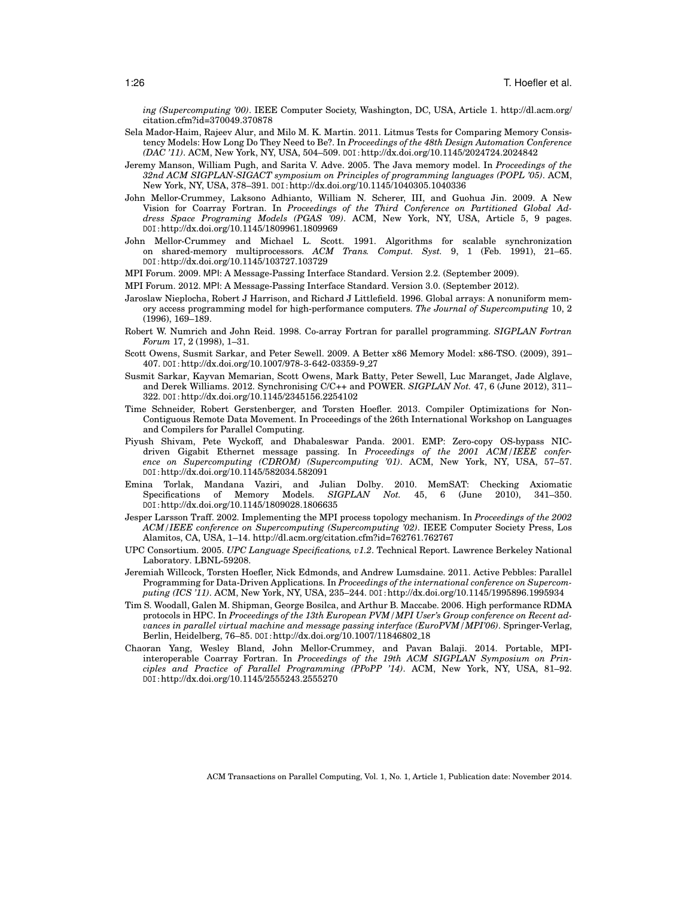*ing (Supercomputing '00)*. IEEE Computer Society, Washington, DC, USA, Article 1. http://dl.acm.org/citation.cfm?id=370049.370878

Sela Mador-Haim, Rajeev Alur, and Milo M. K. Martin. 2011. Litmus Tests for Comparing Memory Consistency Models: How Long Do They Need to Be?. In *Proceedings of the 48th Design Automation Conference (DAC '11)*. ACM, New York, NY, USA, 504–509. DOI:http://dx.doi.org/10.1145/2024724.2024842

Jeremy Manson, William Pugh, and Sarita V. Adve. 2005. The Java memory model. In *Proceedings of the 32nd ACM SIGPLAN-SIGACT symposium on Principles of programming languages (POPL '05)*. ACM, New York, NY, USA, 378–391. DOI:http://dx.doi.org/10.1145/1040305.1040336

John Mellor-Crummey, Laksono Adhianto, William N. Scherer, III, and Guohua Jin. 2009. A New Vision for Coarray Fortran. In *Proceedings of the Third Conference on Partitioned Global Address Space Programing Models (PGAS '09)*. ACM, New York, NY, USA, Article 5, 9 pages. DOI:http://dx.doi.org/10.1145/1809961.1809969

John Mellor-Crummey and Michael L. Scott. 1991. Algorithms for scalable synchronization on shared-memory multiprocessors. *ACM Trans. Comput. Syst.* 9, 1 (Feb. 1991), 21–65. DOI:http://dx.doi.org/10.1145/103727.103729

MPI Forum. 2009. MPI: A Message-Passing Interface Standard. Version 2.2. (September 2009).

MPI Forum. 2012. MPI: A Message-Passing Interface Standard. Version 3.0. (September 2012).

Jaroslaw Nieplocha, Robert J Harrison, and Richard J Littlefield. 1996. Global arrays: A nonuniform memory access programming model for high-performance computers. *The Journal of Supercomputing* 10, 2 (1996), 169–189.

Robert W. Numrich and John Reid. 1998. Co-array Fortran for parallel programming. *SIGPLAN Fortran Forum* 17, 2 (1998), 1–31.

Scott Owens, Susmit Sarkar, and Peter Sewell. 2009. A Better x86 Memory Model: x86-TSO. (2009), 391–407. DOI:http://dx.doi.org/10.1007/978-3-642-03359-9_27

Susmit Sarkar, Kayvan Memarian, Scott Owens, Mark Batty, Peter Sewell, Luc Maranget, Jade Alglave, and Derek Williams. 2012. Synchronising C/C++ and POWER. *SIGPLAN Not.* 47, 6 (June 2012), 311–322. DOI:http://dx.doi.org/10.1145/2345156.2254102

Time Schneider, Robert Gerstenberger, and Torsten Hoefler. 2013. Compiler Optimizations for Non-Contiguous Remote Data Movement. In Proceedings of the 26th International Workshop on Languages and Compilers for Parallel Computing.

Piyush Shivam, Pete Wyckoff, and Dhabaleswar Panda. 2001. EMP: Zero-copy OS-bypass NIC-driven Gigabit Ethernet message passing. In *Proceedings of the 2001 ACM/IEEE conference on Supercomputing (CDROM) (Supercomputing '01)*. ACM, New York, NY, USA, 57–57. DOI:http://dx.doi.org/10.1145/582034.582091

Emina Torlak, Mandana Vaziri, and Julian Dolby. 2010. MemSAT: Checking Axiomatic Specifications of Memory Models. *SIGPLAN Not.* 45, 6 (June 2010), 341–350. DOI:http://dx.doi.org/10.1145/1809028.1806635

Jesper Larsson Traff. 2002. Implementing the MPI process topology mechanism. In *Proceedings of the 2002 ACM/IEEE conference on Supercomputing (Supercomputing '02)*. IEEE Computer Society Press, Los Alamitos, CA, USA, 1–14. http://dl.acm.org/citation.cfm?id=762761.762767

UPC Consortium. 2005. *UPC Language Specifications, v1.2*. Technical Report. Lawrence Berkeley National Laboratory. LBNL-59208.

Jeremiah Willcock, Torsten Hoefler, Nick Edmonds, and Andrew Lumsdaine. 2011. Active Pebbles: Parallel Programming for Data-Driven Applications. In *Proceedings of the international conference on Supercomputing (ICS '11)*. ACM, New York, NY, USA, 235–244. DOI:http://dx.doi.org/10.1145/1995896.1995934

Tim S. Woodall, Galen M. Shipman, George Bosilca, and Arthur B. Maccabe. 2006. High performance RDMA protocols in HPC. In *Proceedings of the 13th European PVM/MPI User's Group conference on Recent advances in parallel virtual machine and message passing interface (EuroPVM/MPI'06)*. Springer-Verlag, Berlin, Heidelberg, 76–85. DOI:http://dx.doi.org/10.1007/11846802_18

Chaoran Yang, Wesley Bland, John Mellor-Crummey, and Pavan Balaji. 2014. Portable, MPI-interoperable Coarray Fortran. In *Proceedings of the 19th ACM SIGPLAN Symposium on Principles and Practice of Parallel Programming (PPoPP '14)*. ACM, New York, NY, USA, 81–92. DOI:http://dx.doi.org/10.1145/2555243.2555270